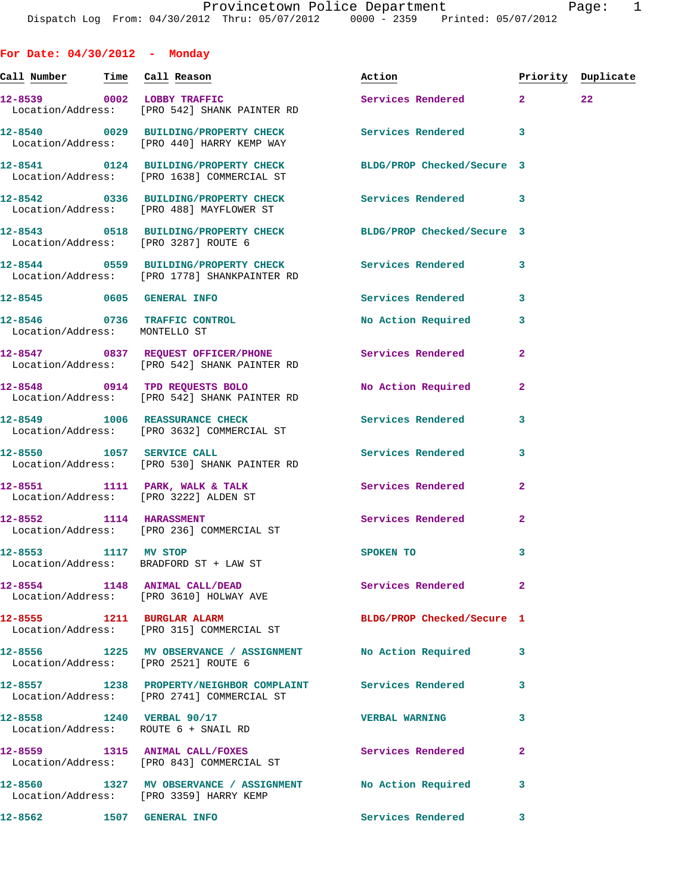Provincetown Police Department
Dispatch Log From: 04/30/2012 Thru: 05/07/2012 0000 - 2359 Printed: 05/07/2012

## For Date: 04/30/2012 - Monday

| Call Number | Time | Call Reason | Action | Priority | Duplicate |
|---|---|---|---|---|---|
| 12-8539 | 0002 | LOBBY TRAFFIC<br>Location/Address: [PRO 542] SHANK PAINTER RD | Services Rendered | 2 | 22 |
| 12-8540 | 0029 | BUILDING/PROPERTY CHECK<br>Location/Address: [PRO 440] HARRY KEMP WAY | Services Rendered | 3 | |
| 12-8541 | 0124 | BUILDING/PROPERTY CHECK<br>Location/Address: [PRO 1638] COMMERCIAL ST | BLDG/PROP Checked/Secure | 3 | |
| 12-8542 | 0336 | BUILDING/PROPERTY CHECK<br>Location/Address: [PRO 488] MAYFLOWER ST | Services Rendered | 3 | |
| 12-8543 | 0518 | BUILDING/PROPERTY CHECK<br>Location/Address: [PRO 3287] ROUTE 6 | BLDG/PROP Checked/Secure | 3 | |
| 12-8544 | 0559 | BUILDING/PROPERTY CHECK<br>Location/Address: [PRO 1778] SHANKPAINTER RD | Services Rendered | 3 | |
| 12-8545 | 0605 | GENERAL INFO | Services Rendered | 3 | |
| 12-8546 | 0736 | TRAFFIC CONTROL<br>Location/Address: MONTELLO ST | No Action Required | 3 | |
| 12-8547 | 0837 | REQUEST OFFICER/PHONE<br>Location/Address: [PRO 542] SHANK PAINTER RD | Services Rendered | 2 | |
| 12-8548 | 0914 | TPD REQUESTS BOLO<br>Location/Address: [PRO 542] SHANK PAINTER RD | No Action Required | 2 | |
| 12-8549 | 1006 | REASSURANCE CHECK<br>Location/Address: [PRO 3632] COMMERCIAL ST | Services Rendered | 3 | |
| 12-8550 | 1057 | SERVICE CALL<br>Location/Address: [PRO 530] SHANK PAINTER RD | Services Rendered | 3 | |
| 12-8551 | 1111 | PARK, WALK & TALK<br>Location/Address: [PRO 3222] ALDEN ST | Services Rendered | 2 | |
| 12-8552 | 1114 | HARASSMENT<br>Location/Address: [PRO 236] COMMERCIAL ST | Services Rendered | 2 | |
| 12-8553 | 1117 | MV STOP<br>Location/Address: BRADFORD ST + LAW ST | SPOKEN TO | 3 | |
| 12-8554 | 1148 | ANIMAL CALL/DEAD<br>Location/Address: [PRO 3610] HOLWAY AVE | Services Rendered | 2 | |
| 12-8555 | 1211 | BURGLAR ALARM<br>Location/Address: [PRO 315] COMMERCIAL ST | BLDG/PROP Checked/Secure | 1 | |
| 12-8556 | 1225 | MV OBSERVANCE / ASSIGNMENT<br>Location/Address: [PRO 2521] ROUTE 6 | No Action Required | 3 | |
| 12-8557 | 1238 | PROPERTY/NEIGHBOR COMPLAINT<br>Location/Address: [PRO 2741] COMMERCIAL ST | Services Rendered | 3 | |
| 12-8558 | 1240 | VERBAL 90/17<br>Location/Address: ROUTE 6 + SNAIL RD | VERBAL WARNING | 3 | |
| 12-8559 | 1315 | ANIMAL CALL/FOXES<br>Location/Address: [PRO 843] COMMERCIAL ST | Services Rendered | 2 | |
| 12-8560 | 1327 | MV OBSERVANCE / ASSIGNMENT<br>Location/Address: [PRO 3359] HARRY KEMP | No Action Required | 3 | |
| 12-8562 | 1507 | GENERAL INFO | Services Rendered | 3 | |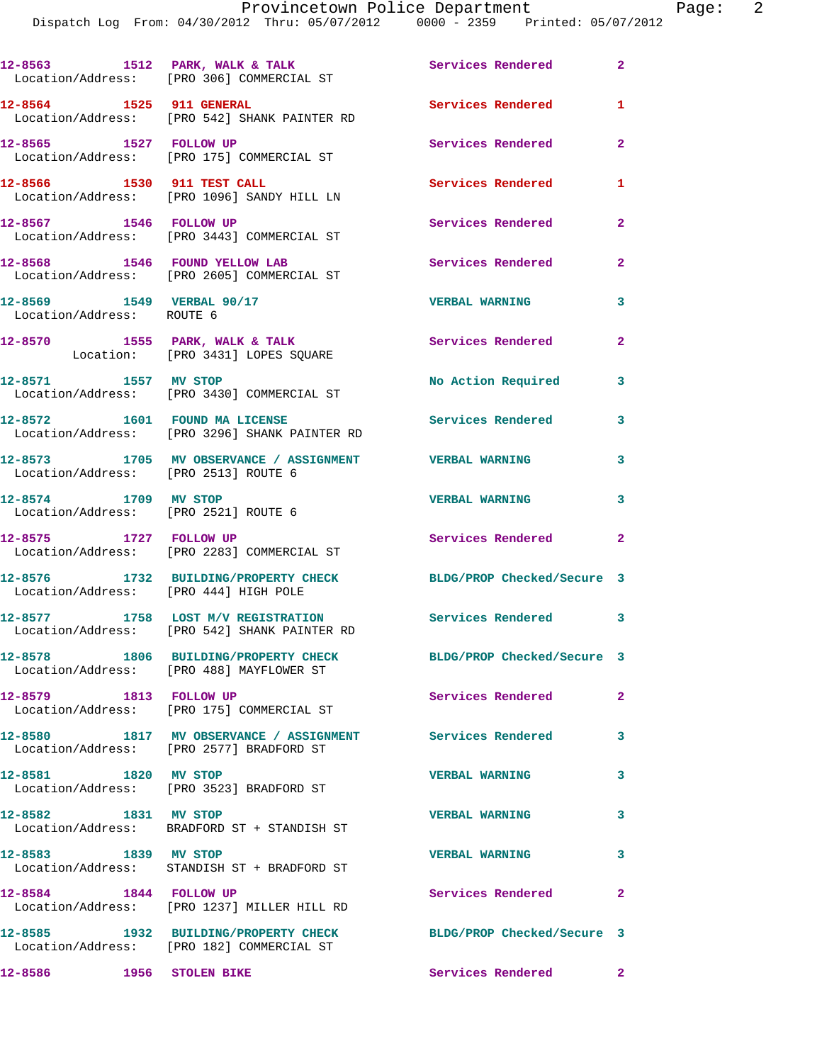12-8563 1512 PARK, WALK & TALK Services Rendered 2
Location/Address: [PRO 306] COMMERCIAL ST

12-8564 1525 911 GENERAL Services Rendered 1
Location/Address: [PRO 542] SHANK PAINTER RD

12-8565 1527 FOLLOW UP Services Rendered 2
Location/Address: [PRO 175] COMMERCIAL ST

12-8566 1530 911 TEST CALL Services Rendered 1
Location/Address: [PRO 1096] SANDY HILL LN

12-8567 1546 FOLLOW UP Services Rendered 2
Location/Address: [PRO 3443] COMMERCIAL ST

12-8568 1546 FOUND YELLOW LAB Services Rendered 2
Location/Address: [PRO 2605] COMMERCIAL ST

12-8569 1549 VERBAL 90/17 VERBAL WARNING 3
Location/Address: ROUTE 6

12-8570 1555 PARK, WALK & TALK Services Rendered 2
Location: [PRO 3431] LOPES SQUARE

12-8571 1557 MV STOP No Action Required 3
Location/Address: [PRO 3430] COMMERCIAL ST

12-8572 1601 FOUND MA LICENSE Services Rendered 3
Location/Address: [PRO 3296] SHANK PAINTER RD

12-8573 1705 MV OBSERVANCE / ASSIGNMENT VERBAL WARNING 3
Location/Address: [PRO 2513] ROUTE 6

12-8574 1709 MV STOP VERBAL WARNING 3
Location/Address: [PRO 2521] ROUTE 6

12-8575 1727 FOLLOW UP Services Rendered 2
Location/Address: [PRO 2283] COMMERCIAL ST

12-8576 1732 BUILDING/PROPERTY CHECK BLDG/PROP Checked/Secure 3
Location/Address: [PRO 444] HIGH POLE

12-8577 1758 LOST M/V REGISTRATION Services Rendered 3
Location/Address: [PRO 542] SHANK PAINTER RD

12-8578 1806 BUILDING/PROPERTY CHECK BLDG/PROP Checked/Secure 3
Location/Address: [PRO 488] MAYFLOWER ST

12-8579 1813 FOLLOW UP Services Rendered 2
Location/Address: [PRO 175] COMMERCIAL ST

12-8580 1817 MV OBSERVANCE / ASSIGNMENT Services Rendered 3
Location/Address: [PRO 2577] BRADFORD ST

12-8581 1820 MV STOP VERBAL WARNING 3
Location/Address: [PRO 3523] BRADFORD ST

12-8582 1831 MV STOP VERBAL WARNING 3
Location/Address: BRADFORD ST + STANDISH ST

12-8583 1839 MV STOP VERBAL WARNING 3
Location/Address: STANDISH ST + BRADFORD ST

12-8584 1844 FOLLOW UP Services Rendered 2
Location/Address: [PRO 1237] MILLER HILL RD

12-8585 1932 BUILDING/PROPERTY CHECK BLDG/PROP Checked/Secure 3
Location/Address: [PRO 182] COMMERCIAL ST

12-8586 1956 STOLEN BIKE Services Rendered 2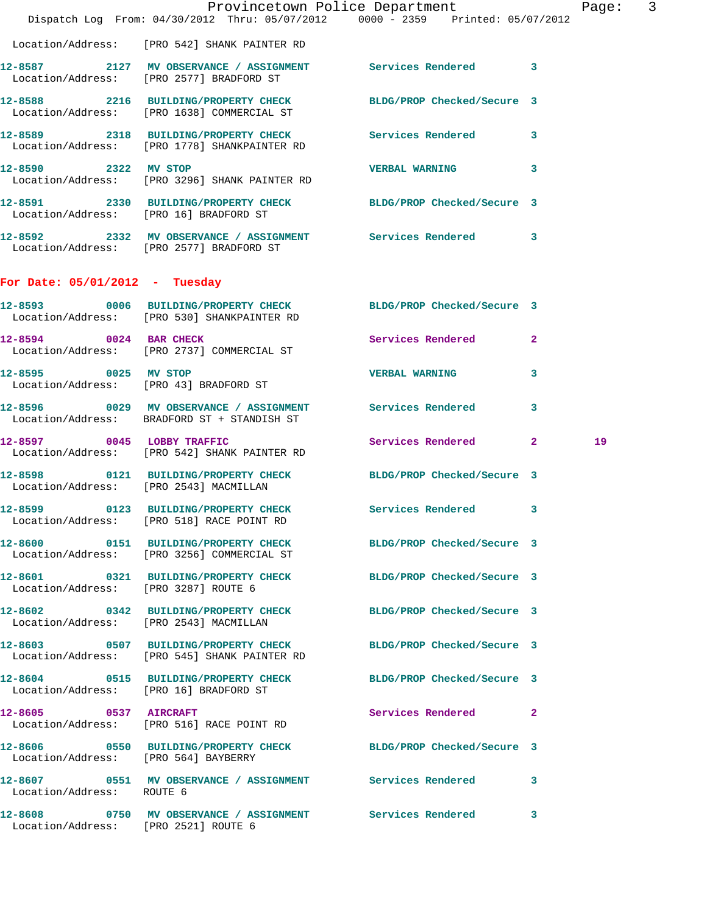Location/Address: [PRO 542] SHANK PAINTER RD

| Call # | Time | Call Type | Disposition | Priority | |
|---|---|---|---|---|---|
| 12-8587 | 2127 | MV OBSERVANCE / ASSIGNMENT | Services Rendered | 3 | |
| | | Location/Address: [PRO 2577] BRADFORD ST | | | |
| 12-8588 | 2216 | BUILDING/PROPERTY CHECK | BLDG/PROP Checked/Secure | 3 | |
| | | Location/Address: [PRO 1638] COMMERCIAL ST | | | |
| 12-8589 | 2318 | BUILDING/PROPERTY CHECK | Services Rendered | 3 | |
| | | Location/Address: [PRO 1778] SHANKPAINTER RD | | | |
| 12-8590 | 2322 | MV STOP | VERBAL WARNING | 3 | |
| | | Location/Address: [PRO 3296] SHANK PAINTER RD | | | |
| 12-8591 | 2330 | BUILDING/PROPERTY CHECK | BLDG/PROP Checked/Secure | 3 | |
| | | Location/Address: [PRO 16] BRADFORD ST | | | |
| 12-8592 | 2332 | MV OBSERVANCE / ASSIGNMENT | Services Rendered | 3 | |
| | | Location/Address: [PRO 2577] BRADFORD ST | | | |

## For Date: 05/01/2012 - Tuesday

| Call # | Time | Call Type | Disposition | Priority | |
|---|---|---|---|---|---|
| 12-8593 | 0006 | BUILDING/PROPERTY CHECK | BLDG/PROP Checked/Secure | 3 | |
| | | Location/Address: [PRO 530] SHANKPAINTER RD | | | |
| 12-8594 | 0024 | BAR CHECK | Services Rendered | 2 | |
| | | Location/Address: [PRO 2737] COMMERCIAL ST | | | |
| 12-8595 | 0025 | MV STOP | VERBAL WARNING | 3 | |
| | | Location/Address: [PRO 43] BRADFORD ST | | | |
| 12-8596 | 0029 | MV OBSERVANCE / ASSIGNMENT | Services Rendered | 3 | |
| | | Location/Address: BRADFORD ST + STANDISH ST | | | |
| 12-8597 | 0045 | LOBBY TRAFFIC | Services Rendered | 2 | 19 |
| | | Location/Address: [PRO 542] SHANK PAINTER RD | | | |
| 12-8598 | 0121 | BUILDING/PROPERTY CHECK | BLDG/PROP Checked/Secure | 3 | |
| | | Location/Address: [PRO 2543] MACMILLAN | | | |
| 12-8599 | 0123 | BUILDING/PROPERTY CHECK | Services Rendered | 3 | |
| | | Location/Address: [PRO 518] RACE POINT RD | | | |
| 12-8600 | 0151 | BUILDING/PROPERTY CHECK | BLDG/PROP Checked/Secure | 3 | |
| | | Location/Address: [PRO 3256] COMMERCIAL ST | | | |
| 12-8601 | 0321 | BUILDING/PROPERTY CHECK | BLDG/PROP Checked/Secure | 3 | |
| | | Location/Address: [PRO 3287] ROUTE 6 | | | |
| 12-8602 | 0342 | BUILDING/PROPERTY CHECK | BLDG/PROP Checked/Secure | 3 | |
| | | Location/Address: [PRO 2543] MACMILLAN | | | |
| 12-8603 | 0507 | BUILDING/PROPERTY CHECK | BLDG/PROP Checked/Secure | 3 | |
| | | Location/Address: [PRO 545] SHANK PAINTER RD | | | |
| 12-8604 | 0515 | BUILDING/PROPERTY CHECK | BLDG/PROP Checked/Secure | 3 | |
| | | Location/Address: [PRO 16] BRADFORD ST | | | |
| 12-8605 | 0537 | AIRCRAFT | Services Rendered | 2 | |
| | | Location/Address: [PRO 516] RACE POINT RD | | | |
| 12-8606 | 0550 | BUILDING/PROPERTY CHECK | BLDG/PROP Checked/Secure | 3 | |
| | | Location/Address: [PRO 564] BAYBERRY | | | |
| 12-8607 | 0551 | MV OBSERVANCE / ASSIGNMENT | Services Rendered | 3 | |
| | | Location/Address: ROUTE 6 | | | |
| 12-8608 | 0750 | MV OBSERVANCE / ASSIGNMENT | Services Rendered | 3 | |
| | | Location/Address: [PRO 2521] ROUTE 6 | | | |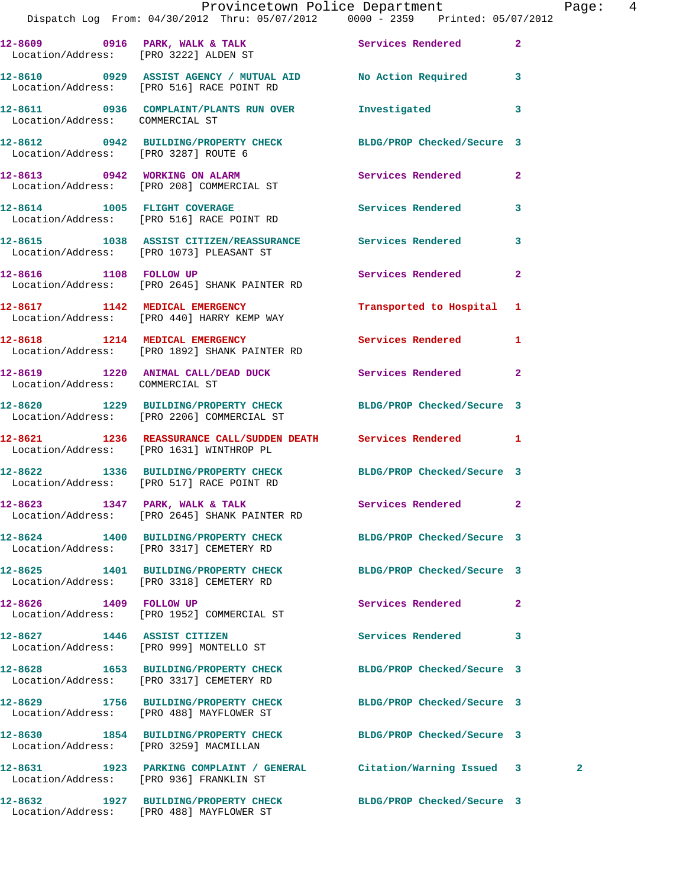12-8609 0916 PARK, WALK & TALK Services Rendered 2
Location/Address: [PRO 3222] ALDEN ST

12-8610 0929 ASSIST AGENCY / MUTUAL AID No Action Required 3
Location/Address: [PRO 516] RACE POINT RD

12-8611 0936 COMPLAINT/PLANTS RUN OVER Investigated 3
Location/Address: COMMERCIAL ST

12-8612 0942 BUILDING/PROPERTY CHECK BLDG/PROP Checked/Secure 3
Location/Address: [PRO 3287] ROUTE 6

12-8613 0942 WORKING ON ALARM Services Rendered 2
Location/Address: [PRO 208] COMMERCIAL ST

12-8614 1005 FLIGHT COVERAGE Services Rendered 3
Location/Address: [PRO 516] RACE POINT RD

12-8615 1038 ASSIST CITIZEN/REASSURANCE Services Rendered 3
Location/Address: [PRO 1073] PLEASANT ST

12-8616 1108 FOLLOW UP Services Rendered 2
Location/Address: [PRO 2645] SHANK PAINTER RD

12-8617 1142 MEDICAL EMERGENCY Transported to Hospital 1
Location/Address: [PRO 440] HARRY KEMP WAY

12-8618 1214 MEDICAL EMERGENCY Services Rendered 1
Location/Address: [PRO 1892] SHANK PAINTER RD

12-8619 1220 ANIMAL CALL/DEAD DUCK Services Rendered 2
Location/Address: COMMERCIAL ST

12-8620 1229 BUILDING/PROPERTY CHECK BLDG/PROP Checked/Secure 3
Location/Address: [PRO 2206] COMMERCIAL ST

12-8621 1236 REASSURANCE CALL/SUDDEN DEATH Services Rendered 1
Location/Address: [PRO 1631] WINTHROP PL

12-8622 1336 BUILDING/PROPERTY CHECK BLDG/PROP Checked/Secure 3
Location/Address: [PRO 517] RACE POINT RD

12-8623 1347 PARK, WALK & TALK Services Rendered 2
Location/Address: [PRO 2645] SHANK PAINTER RD

12-8624 1400 BUILDING/PROPERTY CHECK BLDG/PROP Checked/Secure 3
Location/Address: [PRO 3317] CEMETERY RD

12-8625 1401 BUILDING/PROPERTY CHECK BLDG/PROP Checked/Secure 3
Location/Address: [PRO 3318] CEMETERY RD

12-8626 1409 FOLLOW UP Services Rendered 2
Location/Address: [PRO 1952] COMMERCIAL ST

12-8627 1446 ASSIST CITIZEN Services Rendered 3
Location/Address: [PRO 999] MONTELLO ST

12-8628 1653 BUILDING/PROPERTY CHECK BLDG/PROP Checked/Secure 3
Location/Address: [PRO 3317] CEMETERY RD

12-8629 1756 BUILDING/PROPERTY CHECK BLDG/PROP Checked/Secure 3
Location/Address: [PRO 488] MAYFLOWER ST

12-8630 1854 BUILDING/PROPERTY CHECK BLDG/PROP Checked/Secure 3
Location/Address: [PRO 3259] MACMILLAN

12-8631 1923 PARKING COMPLAINT / GENERAL Citation/Warning Issued 3 2
Location/Address: [PRO 936] FRANKLIN ST

12-8632 1927 BUILDING/PROPERTY CHECK BLDG/PROP Checked/Secure 3
Location/Address: [PRO 488] MAYFLOWER ST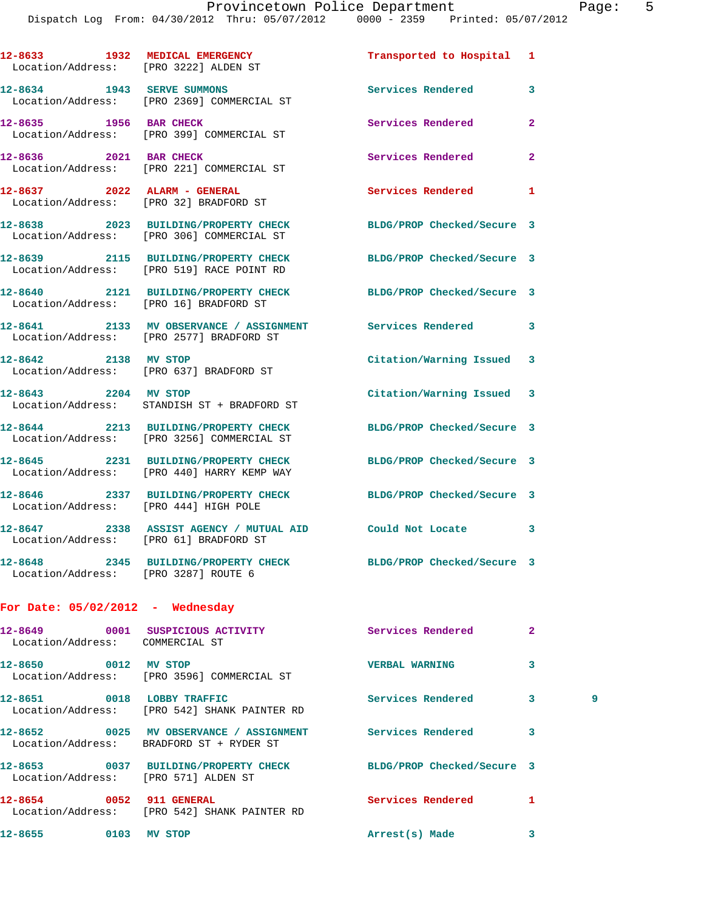| Call # | Time | Call Reason | Action | Priority | |
|---|---|---|---|---|---|
| 12-8633 | 1932 | MEDICAL EMERGENCY | Transported to Hospital | 1 | |
| | | Location/Address: [PRO 3222] ALDEN ST | | | |
| 12-8634 | 1943 | SERVE SUMMONS | Services Rendered | 3 | |
| | | Location/Address: [PRO 2369] COMMERCIAL ST | | | |
| 12-8635 | 1956 | BAR CHECK | Services Rendered | 2 | |
| | | Location/Address: [PRO 399] COMMERCIAL ST | | | |
| 12-8636 | 2021 | BAR CHECK | Services Rendered | 2 | |
| | | Location/Address: [PRO 221] COMMERCIAL ST | | | |
| 12-8637 | 2022 | ALARM - GENERAL | Services Rendered | 1 | |
| | | Location/Address: [PRO 32] BRADFORD ST | | | |
| 12-8638 | 2023 | BUILDING/PROPERTY CHECK | BLDG/PROP Checked/Secure | 3 | |
| | | Location/Address: [PRO 306] COMMERCIAL ST | | | |
| 12-8639 | 2115 | BUILDING/PROPERTY CHECK | BLDG/PROP Checked/Secure | 3 | |
| | | Location/Address: [PRO 519] RACE POINT RD | | | |
| 12-8640 | 2121 | BUILDING/PROPERTY CHECK | BLDG/PROP Checked/Secure | 3 | |
| | | Location/Address: [PRO 16] BRADFORD ST | | | |
| 12-8641 | 2133 | MV OBSERVANCE / ASSIGNMENT | Services Rendered | 3 | |
| | | Location/Address: [PRO 2577] BRADFORD ST | | | |
| 12-8642 | 2138 | MV STOP | Citation/Warning Issued | 3 | |
| | | Location/Address: [PRO 637] BRADFORD ST | | | |
| 12-8643 | 2204 | MV STOP | Citation/Warning Issued | 3 | |
| | | Location/Address: STANDISH ST + BRADFORD ST | | | |
| 12-8644 | 2213 | BUILDING/PROPERTY CHECK | BLDG/PROP Checked/Secure | 3 | |
| | | Location/Address: [PRO 3256] COMMERCIAL ST | | | |
| 12-8645 | 2231 | BUILDING/PROPERTY CHECK | BLDG/PROP Checked/Secure | 3 | |
| | | Location/Address: [PRO 440] HARRY KEMP WAY | | | |
| 12-8646 | 2337 | BUILDING/PROPERTY CHECK | BLDG/PROP Checked/Secure | 3 | |
| | | Location/Address: [PRO 444] HIGH POLE | | | |
| 12-8647 | 2338 | ASSIST AGENCY / MUTUAL AID | Could Not Locate | 3 | |
| | | Location/Address: [PRO 61] BRADFORD ST | | | |
| 12-8648 | 2345 | BUILDING/PROPERTY CHECK | BLDG/PROP Checked/Secure | 3 | |
| | | Location/Address: [PRO 3287] ROUTE 6 | | | |

**For Date: 05/02/2012 - Wednesday**

| Call # | Time | Call Reason | Action | Priority | |
|---|---|---|---|---|---|
| 12-8649 | 0001 | SUSPICIOUS ACTIVITY | Services Rendered | 2 | |
| | | Location/Address: COMMERCIAL ST | | | |
| 12-8650 | 0012 | MV STOP | VERBAL WARNING | 3 | |
| | | Location/Address: [PRO 3596] COMMERCIAL ST | | | |
| 12-8651 | 0018 | LOBBY TRAFFIC | Services Rendered | 3 | 9 |
| | | Location/Address: [PRO 542] SHANK PAINTER RD | | | |
| 12-8652 | 0025 | MV OBSERVANCE / ASSIGNMENT | Services Rendered | 3 | |
| | | Location/Address: BRADFORD ST + RYDER ST | | | |
| 12-8653 | 0037 | BUILDING/PROPERTY CHECK | BLDG/PROP Checked/Secure | 3 | |
| | | Location/Address: [PRO 571] ALDEN ST | | | |
| 12-8654 | 0052 | 911 GENERAL | Services Rendered | 1 | |
| | | Location/Address: [PRO 542] SHANK PAINTER RD | | | |
| 12-8655 | 0103 | MV STOP | Arrest(s) Made | 3 | |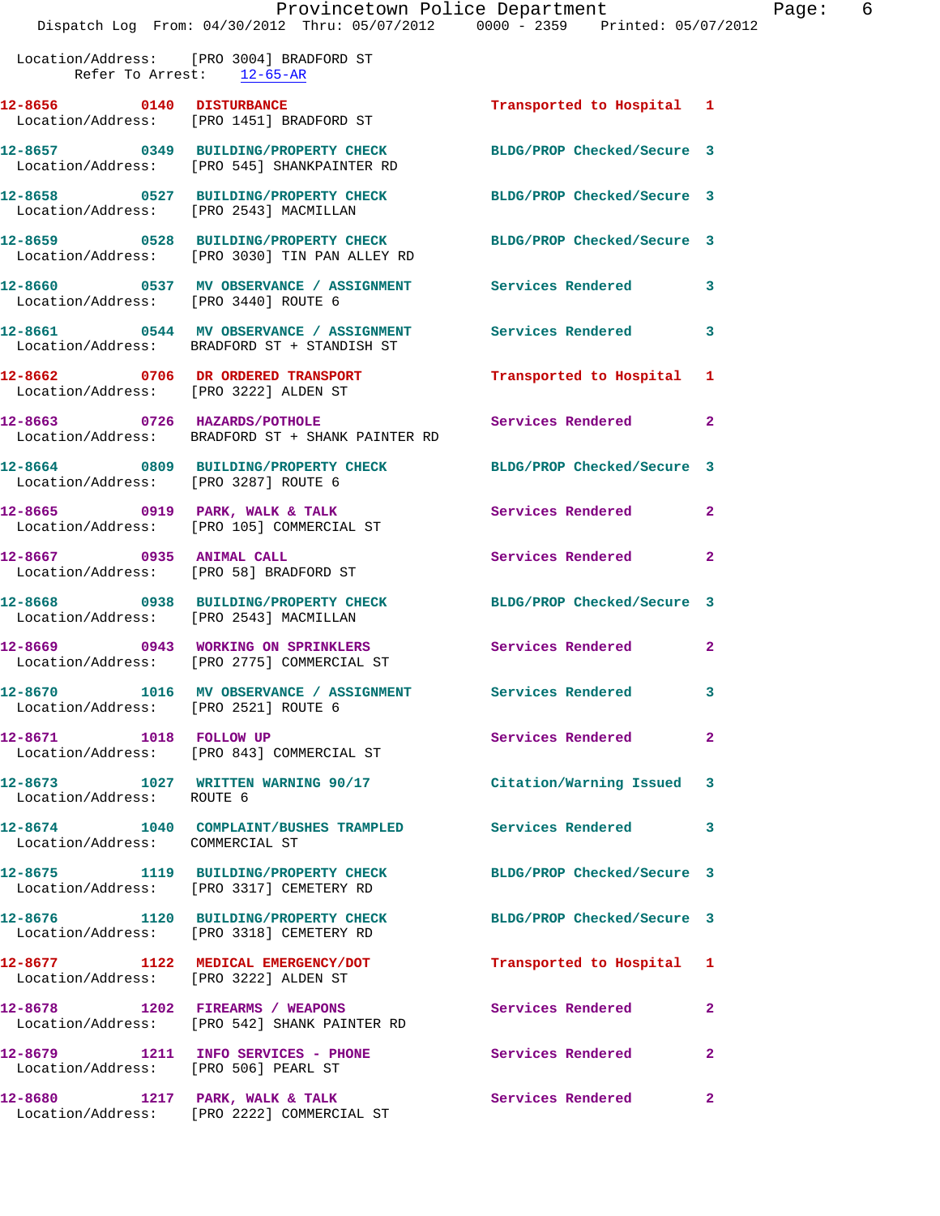Location/Address: [PRO 3004] BRADFORD ST
Refer To Arrest: 12-65-AR

| Call # | Time | Call Type | Disposition | Priority |
|---|---|---|---|---|
| 12-8656 | 0140 | DISTURBANCE | Transported to Hospital | 1 |
| | | Location/Address: [PRO 1451] BRADFORD ST | | |
| 12-8657 | 0349 | BUILDING/PROPERTY CHECK | BLDG/PROP Checked/Secure | 3 |
| | | Location/Address: [PRO 545] SHANKPAINTER RD | | |
| 12-8658 | 0527 | BUILDING/PROPERTY CHECK | BLDG/PROP Checked/Secure | 3 |
| | | Location/Address: [PRO 2543] MACMILLAN | | |
| 12-8659 | 0528 | BUILDING/PROPERTY CHECK | BLDG/PROP Checked/Secure | 3 |
| | | Location/Address: [PRO 3030] TIN PAN ALLEY RD | | |
| 12-8660 | 0537 | MV OBSERVANCE / ASSIGNMENT | Services Rendered | 3 |
| | | Location/Address: [PRO 3440] ROUTE 6 | | |
| 12-8661 | 0544 | MV OBSERVANCE / ASSIGNMENT | Services Rendered | 3 |
| | | Location/Address: BRADFORD ST + STANDISH ST | | |
| 12-8662 | 0706 | DR ORDERED TRANSPORT | Transported to Hospital | 1 |
| | | Location/Address: [PRO 3222] ALDEN ST | | |
| 12-8663 | 0726 | HAZARDS/POTHOLE | Services Rendered | 2 |
| | | Location/Address: BRADFORD ST + SHANK PAINTER RD | | |
| 12-8664 | 0809 | BUILDING/PROPERTY CHECK | BLDG/PROP Checked/Secure | 3 |
| | | Location/Address: [PRO 3287] ROUTE 6 | | |
| 12-8665 | 0919 | PARK, WALK & TALK | Services Rendered | 2 |
| | | Location/Address: [PRO 105] COMMERCIAL ST | | |
| 12-8667 | 0935 | ANIMAL CALL | Services Rendered | 2 |
| | | Location/Address: [PRO 58] BRADFORD ST | | |
| 12-8668 | 0938 | BUILDING/PROPERTY CHECK | BLDG/PROP Checked/Secure | 3 |
| | | Location/Address: [PRO 2543] MACMILLAN | | |
| 12-8669 | 0943 | WORKING ON SPRINKLERS | Services Rendered | 2 |
| | | Location/Address: [PRO 2775] COMMERCIAL ST | | |
| 12-8670 | 1016 | MV OBSERVANCE / ASSIGNMENT | Services Rendered | 3 |
| | | Location/Address: [PRO 2521] ROUTE 6 | | |
| 12-8671 | 1018 | FOLLOW UP | Services Rendered | 2 |
| | | Location/Address: [PRO 843] COMMERCIAL ST | | |
| 12-8673 | 1027 | WRITTEN WARNING 90/17 | Citation/Warning Issued | 3 |
| | | Location/Address: ROUTE 6 | | |
| 12-8674 | 1040 | COMPLAINT/BUSHES TRAMPLED | Services Rendered | 3 |
| | | Location/Address: COMMERCIAL ST | | |
| 12-8675 | 1119 | BUILDING/PROPERTY CHECK | BLDG/PROP Checked/Secure | 3 |
| | | Location/Address: [PRO 3317] CEMETERY RD | | |
| 12-8676 | 1120 | BUILDING/PROPERTY CHECK | BLDG/PROP Checked/Secure | 3 |
| | | Location/Address: [PRO 3318] CEMETERY RD | | |
| 12-8677 | 1122 | MEDICAL EMERGENCY/DOT | Transported to Hospital | 1 |
| | | Location/Address: [PRO 3222] ALDEN ST | | |
| 12-8678 | 1202 | FIREARMS / WEAPONS | Services Rendered | 2 |
| | | Location/Address: [PRO 542] SHANK PAINTER RD | | |
| 12-8679 | 1211 | INFO SERVICES - PHONE | Services Rendered | 2 |
| | | Location/Address: [PRO 506] PEARL ST | | |
| 12-8680 | 1217 | PARK, WALK & TALK | Services Rendered | 2 |
| | | Location/Address: [PRO 2222] COMMERCIAL ST | | |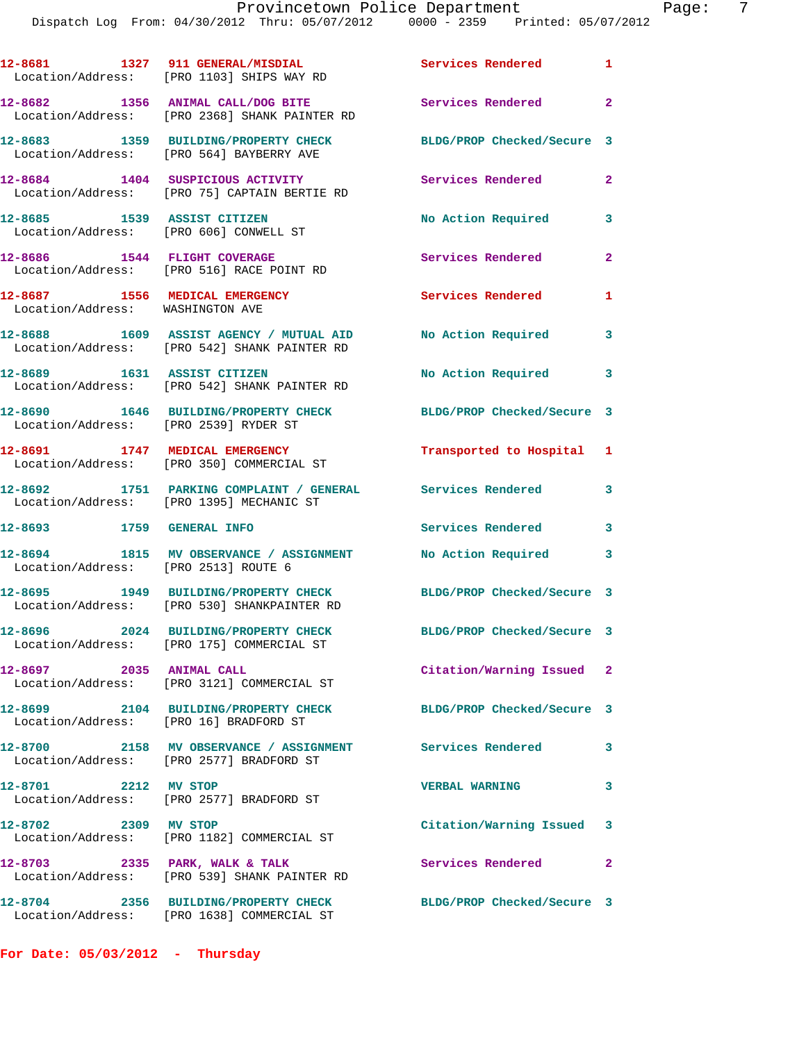12-8681 1327 911 GENERAL/MISDIAL Services Rendered 1
Location/Address: [PRO 1103] SHIPS WAY RD

12-8682 1356 ANIMAL CALL/DOG BITE Services Rendered 2
Location/Address: [PRO 2368] SHANK PAINTER RD

12-8683 1359 BUILDING/PROPERTY CHECK BLDG/PROP Checked/Secure 3
Location/Address: [PRO 564] BAYBERRY AVE

12-8684 1404 SUSPICIOUS ACTIVITY Services Rendered 2
Location/Address: [PRO 75] CAPTAIN BERTIE RD

12-8685 1539 ASSIST CITIZEN No Action Required 3
Location/Address: [PRO 606] CONWELL ST

12-8686 1544 FLIGHT COVERAGE Services Rendered 2
Location/Address: [PRO 516] RACE POINT RD

12-8687 1556 MEDICAL EMERGENCY Services Rendered 1
Location/Address: WASHINGTON AVE

12-8688 1609 ASSIST AGENCY / MUTUAL AID No Action Required 3
Location/Address: [PRO 542] SHANK PAINTER RD

12-8689 1631 ASSIST CITIZEN No Action Required 3
Location/Address: [PRO 542] SHANK PAINTER RD

12-8690 1646 BUILDING/PROPERTY CHECK BLDG/PROP Checked/Secure 3
Location/Address: [PRO 2539] RYDER ST

12-8691 1747 MEDICAL EMERGENCY Transported to Hospital 1
Location/Address: [PRO 350] COMMERCIAL ST

12-8692 1751 PARKING COMPLAINT / GENERAL Services Rendered 3
Location/Address: [PRO 1395] MECHANIC ST

12-8693 1759 GENERAL INFO Services Rendered 3

12-8694 1815 MV OBSERVANCE / ASSIGNMENT No Action Required 3
Location/Address: [PRO 2513] ROUTE 6

12-8695 1949 BUILDING/PROPERTY CHECK BLDG/PROP Checked/Secure 3
Location/Address: [PRO 530] SHANKPAINTER RD

12-8696 2024 BUILDING/PROPERTY CHECK BLDG/PROP Checked/Secure 3
Location/Address: [PRO 175] COMMERCIAL ST

12-8697 2035 ANIMAL CALL Citation/Warning Issued 2
Location/Address: [PRO 3121] COMMERCIAL ST

12-8699 2104 BUILDING/PROPERTY CHECK BLDG/PROP Checked/Secure 3
Location/Address: [PRO 16] BRADFORD ST

12-8700 2158 MV OBSERVANCE / ASSIGNMENT Services Rendered 3
Location/Address: [PRO 2577] BRADFORD ST

12-8701 2212 MV STOP VERBAL WARNING 3
Location/Address: [PRO 2577] BRADFORD ST

12-8702 2309 MV STOP Citation/Warning Issued 3
Location/Address: [PRO 1182] COMMERCIAL ST

12-8703 2335 PARK, WALK & TALK Services Rendered 2
Location/Address: [PRO 539] SHANK PAINTER RD

12-8704 2356 BUILDING/PROPERTY CHECK BLDG/PROP Checked/Secure 3
Location/Address: [PRO 1638] COMMERCIAL ST

**For Date: 05/03/2012 - Thursday**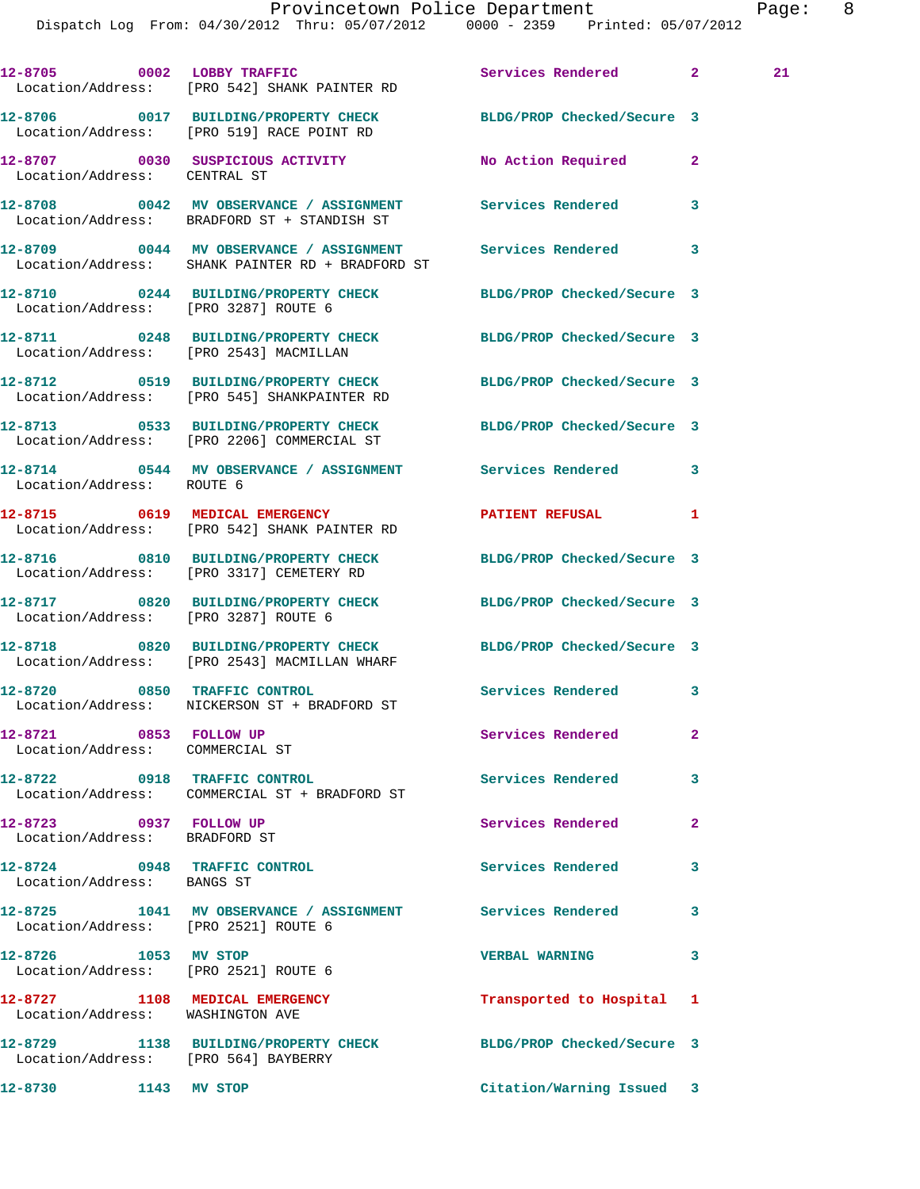Provincetown Police Department
Dispatch Log From: 04/30/2012 Thru: 05/07/2012 0000 - 2359 Printed: 05/07/2012

```
12-8705        0002  LOBBY TRAFFIC                  Services Rendered        2        21
   Location/Address:    [PRO 542] SHANK PAINTER RD

12-8706        0017  BUILDING/PROPERTY CHECK        BLDG/PROP Checked/Secure 3
   Location/Address:    [PRO 519] RACE POINT RD

12-8707        0030  SUSPICIOUS ACTIVITY            No Action Required       2
   Location/Address:    CENTRAL ST

12-8708        0042  MV OBSERVANCE / ASSIGNMENT     Services Rendered        3
   Location/Address:    BRADFORD ST + STANDISH ST

12-8709        0044  MV OBSERVANCE / ASSIGNMENT     Services Rendered        3
   Location/Address:    SHANK PAINTER RD + BRADFORD ST

12-8710        0244  BUILDING/PROPERTY CHECK        BLDG/PROP Checked/Secure 3
   Location/Address:    [PRO 3287] ROUTE 6

12-8711        0248  BUILDING/PROPERTY CHECK        BLDG/PROP Checked/Secure 3
   Location/Address:    [PRO 2543] MACMILLAN

12-8712        0519  BUILDING/PROPERTY CHECK        BLDG/PROP Checked/Secure 3
   Location/Address:    [PRO 545] SHANKPAINTER RD

12-8713        0533  BUILDING/PROPERTY CHECK        BLDG/PROP Checked/Secure 3
   Location/Address:    [PRO 2206] COMMERCIAL ST

12-8714        0544  MV OBSERVANCE / ASSIGNMENT     Services Rendered        3
   Location/Address:    ROUTE 6

12-8715        0619  MEDICAL EMERGENCY              PATIENT REFUSAL          1
   Location/Address:    [PRO 542] SHANK PAINTER RD

12-8716        0810  BUILDING/PROPERTY CHECK        BLDG/PROP Checked/Secure 3
   Location/Address:    [PRO 3317] CEMETERY RD

12-8717        0820  BUILDING/PROPERTY CHECK        BLDG/PROP Checked/Secure 3
   Location/Address:    [PRO 3287] ROUTE 6

12-8718        0820  BUILDING/PROPERTY CHECK        BLDG/PROP Checked/Secure 3
   Location/Address:    [PRO 2543] MACMILLAN WHARF

12-8720        0850  TRAFFIC CONTROL                Services Rendered        3
   Location/Address:    NICKERSON ST + BRADFORD ST

12-8721        0853  FOLLOW UP                      Services Rendered        2
   Location/Address:    COMMERCIAL ST

12-8722        0918  TRAFFIC CONTROL                Services Rendered        3
   Location/Address:    COMMERCIAL ST + BRADFORD ST

12-8723        0937  FOLLOW UP                      Services Rendered        2
   Location/Address:    BRADFORD ST

12-8724        0948  TRAFFIC CONTROL                Services Rendered        3
   Location/Address:    BANGS ST

12-8725        1041  MV OBSERVANCE / ASSIGNMENT     Services Rendered        3
   Location/Address:    [PRO 2521] ROUTE 6

12-8726        1053  MV STOP                        VERBAL WARNING           3
   Location/Address:    [PRO 2521] ROUTE 6

12-8727        1108  MEDICAL EMERGENCY              Transported to Hospital  1
   Location/Address:    WASHINGTON AVE

12-8729        1138  BUILDING/PROPERTY CHECK        BLDG/PROP Checked/Secure 3
   Location/Address:    [PRO 564] BAYBERRY

12-8730        1143  MV STOP                        Citation/Warning Issued  3
```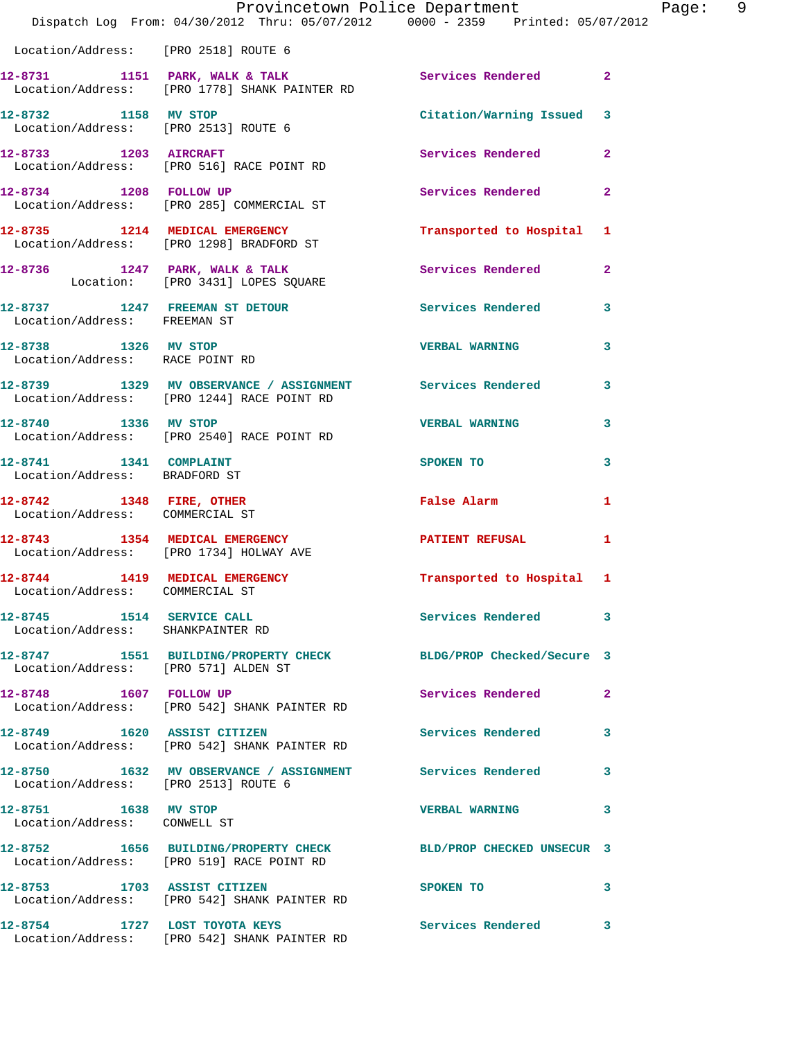Location/Address: [PRO 2518] ROUTE 6

| Call # | Time | Call Reason | Action | Priority |
|---|---|---|---|---|
| 12-8731 | 1151 | PARK, WALK & TALK | Services Rendered | 2 |
| Location/Address: [PRO 1778] SHANK PAINTER RD | | | | |
| 12-8732 | 1158 | MV STOP | Citation/Warning Issued | 3 |
| Location/Address: [PRO 2513] ROUTE 6 | | | | |
| 12-8733 | 1203 | AIRCRAFT | Services Rendered | 2 |
| Location/Address: [PRO 516] RACE POINT RD | | | | |
| 12-8734 | 1208 | FOLLOW UP | Services Rendered | 2 |
| Location/Address: [PRO 285] COMMERCIAL ST | | | | |
| 12-8735 | 1214 | MEDICAL EMERGENCY | Transported to Hospital | 1 |
| Location/Address: [PRO 1298] BRADFORD ST | | | | |
| 12-8736 | 1247 | PARK, WALK & TALK | Services Rendered | 2 |
| Location: [PRO 3431] LOPES SQUARE | | | | |
| 12-8737 | 1247 | FREEMAN ST DETOUR | Services Rendered | 3 |
| Location/Address: FREEMAN ST | | | | |
| 12-8738 | 1326 | MV STOP | VERBAL WARNING | 3 |
| Location/Address: RACE POINT RD | | | | |
| 12-8739 | 1329 | MV OBSERVANCE / ASSIGNMENT | Services Rendered | 3 |
| Location/Address: [PRO 1244] RACE POINT RD | | | | |
| 12-8740 | 1336 | MV STOP | VERBAL WARNING | 3 |
| Location/Address: [PRO 2540] RACE POINT RD | | | | |
| 12-8741 | 1341 | COMPLAINT | SPOKEN TO | 3 |
| Location/Address: BRADFORD ST | | | | |
| 12-8742 | 1348 | FIRE, OTHER | False Alarm | 1 |
| Location/Address: COMMERCIAL ST | | | | |
| 12-8743 | 1354 | MEDICAL EMERGENCY | PATIENT REFUSAL | 1 |
| Location/Address: [PRO 1734] HOLWAY AVE | | | | |
| 12-8744 | 1419 | MEDICAL EMERGENCY | Transported to Hospital | 1 |
| Location/Address: COMMERCIAL ST | | | | |
| 12-8745 | 1514 | SERVICE CALL | Services Rendered | 3 |
| Location/Address: SHANKPAINTER RD | | | | |
| 12-8747 | 1551 | BUILDING/PROPERTY CHECK | BLDG/PROP Checked/Secure | 3 |
| Location/Address: [PRO 571] ALDEN ST | | | | |
| 12-8748 | 1607 | FOLLOW UP | Services Rendered | 2 |
| Location/Address: [PRO 542] SHANK PAINTER RD | | | | |
| 12-8749 | 1620 | ASSIST CITIZEN | Services Rendered | 3 |
| Location/Address: [PRO 542] SHANK PAINTER RD | | | | |
| 12-8750 | 1632 | MV OBSERVANCE / ASSIGNMENT | Services Rendered | 3 |
| Location/Address: [PRO 2513] ROUTE 6 | | | | |
| 12-8751 | 1638 | MV STOP | VERBAL WARNING | 3 |
| Location/Address: CONWELL ST | | | | |
| 12-8752 | 1656 | BUILDING/PROPERTY CHECK | BLD/PROP CHECKED UNSECUR | 3 |
| Location/Address: [PRO 519] RACE POINT RD | | | | |
| 12-8753 | 1703 | ASSIST CITIZEN | SPOKEN TO | 3 |
| Location/Address: [PRO 542] SHANK PAINTER RD | | | | |
| 12-8754 | 1727 | LOST TOYOTA KEYS | Services Rendered | 3 |
| Location/Address: [PRO 542] SHANK PAINTER RD | | | | |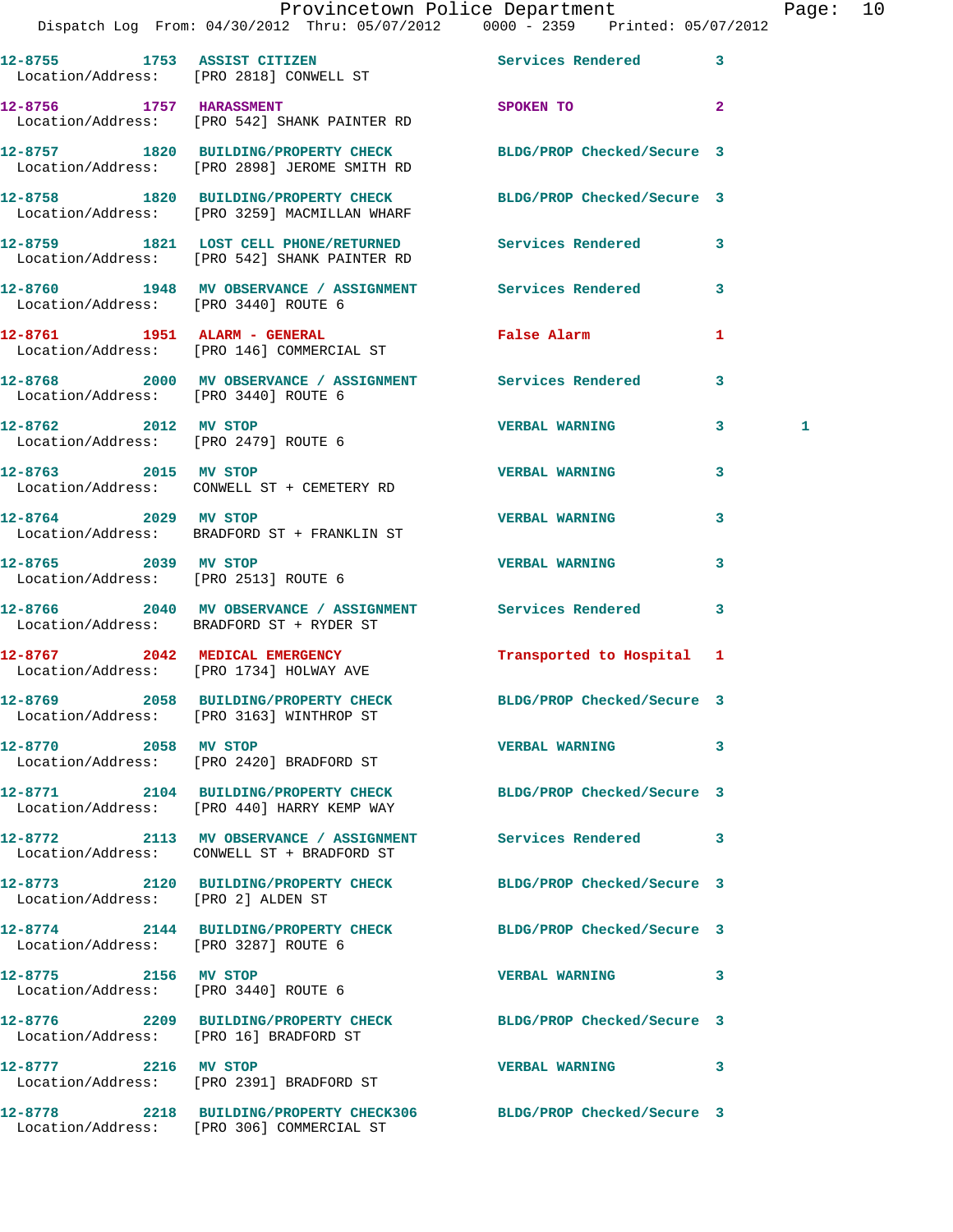| Call # | Time | Call Type | Disposition | Priority | |
|---|---|---|---|---|---|
| 12-8755 | 1753 | ASSIST CITIZEN | Services Rendered | 3 | |
| Location/Address: | | [PRO 2818] CONWELL ST | | | |
| 12-8756 | 1757 | HARASSMENT | SPOKEN TO | 2 | |
| Location/Address: | | [PRO 542] SHANK PAINTER RD | | | |
| 12-8757 | 1820 | BUILDING/PROPERTY CHECK | BLDG/PROP Checked/Secure | 3 | |
| Location/Address: | | [PRO 2898] JEROME SMITH RD | | | |
| 12-8758 | 1820 | BUILDING/PROPERTY CHECK | BLDG/PROP Checked/Secure | 3 | |
| Location/Address: | | [PRO 3259] MACMILLAN WHARF | | | |
| 12-8759 | 1821 | LOST CELL PHONE/RETURNED | Services Rendered | 3 | |
| Location/Address: | | [PRO 542] SHANK PAINTER RD | | | |
| 12-8760 | 1948 | MV OBSERVANCE / ASSIGNMENT | Services Rendered | 3 | |
| Location/Address: | | [PRO 3440] ROUTE 6 | | | |
| 12-8761 | 1951 | ALARM - GENERAL | False Alarm | 1 | |
| Location/Address: | | [PRO 146] COMMERCIAL ST | | | |
| 12-8768 | 2000 | MV OBSERVANCE / ASSIGNMENT | Services Rendered | 3 | |
| Location/Address: | | [PRO 3440] ROUTE 6 | | | |
| 12-8762 | 2012 | MV STOP | VERBAL WARNING | 3 | 1 |
| Location/Address: | | [PRO 2479] ROUTE 6 | | | |
| 12-8763 | 2015 | MV STOP | VERBAL WARNING | 3 | |
| Location/Address: | | CONWELL ST + CEMETERY RD | | | |
| 12-8764 | 2029 | MV STOP | VERBAL WARNING | 3 | |
| Location/Address: | | BRADFORD ST + FRANKLIN ST | | | |
| 12-8765 | 2039 | MV STOP | VERBAL WARNING | 3 | |
| Location/Address: | | [PRO 2513] ROUTE 6 | | | |
| 12-8766 | 2040 | MV OBSERVANCE / ASSIGNMENT | Services Rendered | 3 | |
| Location/Address: | | BRADFORD ST + RYDER ST | | | |
| 12-8767 | 2042 | MEDICAL EMERGENCY | Transported to Hospital | 1 | |
| Location/Address: | | [PRO 1734] HOLWAY AVE | | | |
| 12-8769 | 2058 | BUILDING/PROPERTY CHECK | BLDG/PROP Checked/Secure | 3 | |
| Location/Address: | | [PRO 3163] WINTHROP ST | | | |
| 12-8770 | 2058 | MV STOP | VERBAL WARNING | 3 | |
| Location/Address: | | [PRO 2420] BRADFORD ST | | | |
| 12-8771 | 2104 | BUILDING/PROPERTY CHECK | BLDG/PROP Checked/Secure | 3 | |
| Location/Address: | | [PRO 440] HARRY KEMP WAY | | | |
| 12-8772 | 2113 | MV OBSERVANCE / ASSIGNMENT | Services Rendered | 3 | |
| Location/Address: | | CONWELL ST + BRADFORD ST | | | |
| 12-8773 | 2120 | BUILDING/PROPERTY CHECK | BLDG/PROP Checked/Secure | 3 | |
| Location/Address: | | [PRO 2] ALDEN ST | | | |
| 12-8774 | 2144 | BUILDING/PROPERTY CHECK | BLDG/PROP Checked/Secure | 3 | |
| Location/Address: | | [PRO 3287] ROUTE 6 | | | |
| 12-8775 | 2156 | MV STOP | VERBAL WARNING | 3 | |
| Location/Address: | | [PRO 3440] ROUTE 6 | | | |
| 12-8776 | 2209 | BUILDING/PROPERTY CHECK | BLDG/PROP Checked/Secure | 3 | |
| Location/Address: | | [PRO 16] BRADFORD ST | | | |
| 12-8777 | 2216 | MV STOP | VERBAL WARNING | 3 | |
| Location/Address: | | [PRO 2391] BRADFORD ST | | | |
| 12-8778 | 2218 | BUILDING/PROPERTY CHECK306 | BLDG/PROP Checked/Secure | 3 | |
| Location/Address: | | [PRO 306] COMMERCIAL ST | | | |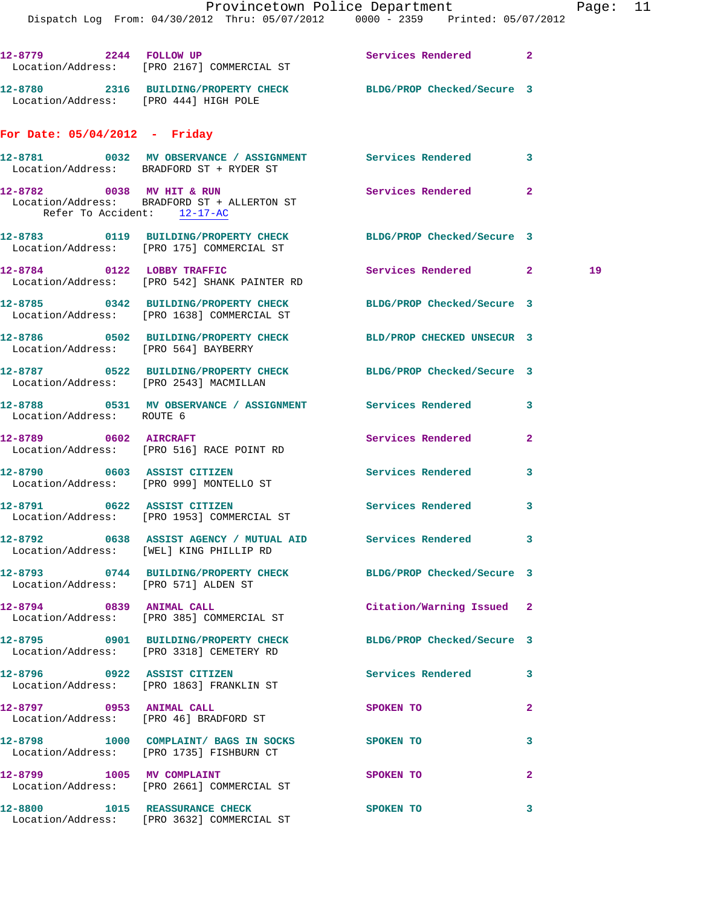12-8779 2244 FOLLOW UP Services Rendered 2
Location/Address: [PRO 2167] COMMERCIAL ST

12-8780 2316 BUILDING/PROPERTY CHECK BLDG/PROP Checked/Secure 3
Location/Address: [PRO 444] HIGH POLE

## For Date: 05/04/2012 - Friday

12-8781 0032 MV OBSERVANCE / ASSIGNMENT Services Rendered 3
Location/Address: BRADFORD ST + RYDER ST

12-8782 0038 MV HIT & RUN Services Rendered 2
Location/Address: BRADFORD ST + ALLERTON ST
Refer To Accident: 12-17-AC

12-8783 0119 BUILDING/PROPERTY CHECK BLDG/PROP Checked/Secure 3
Location/Address: [PRO 175] COMMERCIAL ST

12-8784 0122 LOBBY TRAFFIC Services Rendered 2 19
Location/Address: [PRO 542] SHANK PAINTER RD

12-8785 0342 BUILDING/PROPERTY CHECK BLDG/PROP Checked/Secure 3
Location/Address: [PRO 1638] COMMERCIAL ST

12-8786 0502 BUILDING/PROPERTY CHECK BLD/PROP CHECKED UNSECUR 3
Location/Address: [PRO 564] BAYBERRY

12-8787 0522 BUILDING/PROPERTY CHECK BLDG/PROP Checked/Secure 3
Location/Address: [PRO 2543] MACMILLAN

12-8788 0531 MV OBSERVANCE / ASSIGNMENT Services Rendered 3
Location/Address: ROUTE 6

12-8789 0602 AIRCRAFT Services Rendered 2
Location/Address: [PRO 516] RACE POINT RD

12-8790 0603 ASSIST CITIZEN Services Rendered 3
Location/Address: [PRO 999] MONTELLO ST

12-8791 0622 ASSIST CITIZEN Services Rendered 3
Location/Address: [PRO 1953] COMMERCIAL ST

12-8792 0638 ASSIST AGENCY / MUTUAL AID Services Rendered 3
Location/Address: [WEL] KING PHILLIP RD

12-8793 0744 BUILDING/PROPERTY CHECK BLDG/PROP Checked/Secure 3
Location/Address: [PRO 571] ALDEN ST

12-8794 0839 ANIMAL CALL Citation/Warning Issued 2
Location/Address: [PRO 385] COMMERCIAL ST

12-8795 0901 BUILDING/PROPERTY CHECK BLDG/PROP Checked/Secure 3
Location/Address: [PRO 3318] CEMETERY RD

12-8796 0922 ASSIST CITIZEN Services Rendered 3
Location/Address: [PRO 1863] FRANKLIN ST

12-8797 0953 ANIMAL CALL SPOKEN TO 2
Location/Address: [PRO 46] BRADFORD ST

12-8798 1000 COMPLAINT/ BAGS IN SOCKS SPOKEN TO 3
Location/Address: [PRO 1735] FISHBURN CT

12-8799 1005 MV COMPLAINT SPOKEN TO 2
Location/Address: [PRO 2661] COMMERCIAL ST

12-8800 1015 REASSURANCE CHECK SPOKEN TO 3
Location/Address: [PRO 3632] COMMERCIAL ST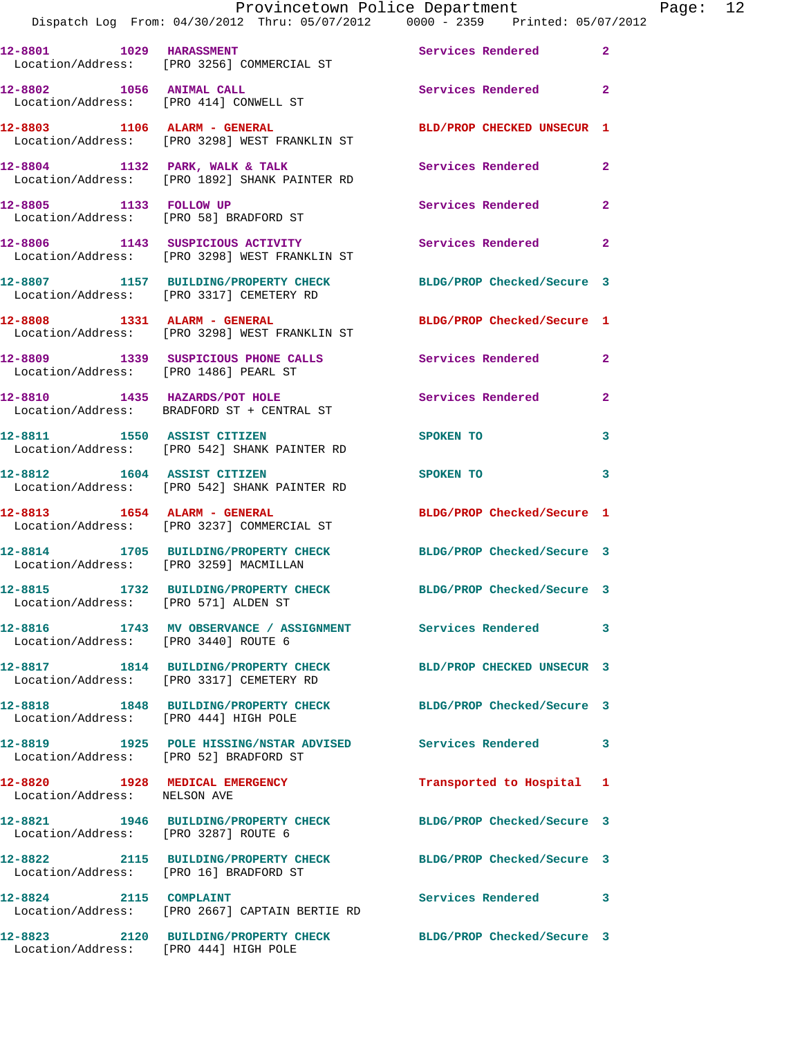| Call # | Time | Call Reason | Action | Priority |
|---|---|---|---|---|
| 12-8801 | 1029 | HARASSMENT | Services Rendered | 2 |
| Location/Address: | | [PRO 3256] COMMERCIAL ST | | |
| 12-8802 | 1056 | ANIMAL CALL | Services Rendered | 2 |
| Location/Address: | | [PRO 414] CONWELL ST | | |
| 12-8803 | 1106 | ALARM - GENERAL | BLD/PROP CHECKED UNSECUR | 1 |
| Location/Address: | | [PRO 3298] WEST FRANKLIN ST | | |
| 12-8804 | 1132 | PARK, WALK & TALK | Services Rendered | 2 |
| Location/Address: | | [PRO 1892] SHANK PAINTER RD | | |
| 12-8805 | 1133 | FOLLOW UP | Services Rendered | 2 |
| Location/Address: | | [PRO 58] BRADFORD ST | | |
| 12-8806 | 1143 | SUSPICIOUS ACTIVITY | Services Rendered | 2 |
| Location/Address: | | [PRO 3298] WEST FRANKLIN ST | | |
| 12-8807 | 1157 | BUILDING/PROPERTY CHECK | BLDG/PROP Checked/Secure | 3 |
| Location/Address: | | [PRO 3317] CEMETERY RD | | |
| 12-8808 | 1331 | ALARM - GENERAL | BLDG/PROP Checked/Secure | 1 |
| Location/Address: | | [PRO 3298] WEST FRANKLIN ST | | |
| 12-8809 | 1339 | SUSPICIOUS PHONE CALLS | Services Rendered | 2 |
| Location/Address: | | [PRO 1486] PEARL ST | | |
| 12-8810 | 1435 | HAZARDS/POT HOLE | Services Rendered | 2 |
| Location/Address: | | BRADFORD ST + CENTRAL ST | | |
| 12-8811 | 1550 | ASSIST CITIZEN | SPOKEN TO | 3 |
| Location/Address: | | [PRO 542] SHANK PAINTER RD | | |
| 12-8812 | 1604 | ASSIST CITIZEN | SPOKEN TO | 3 |
| Location/Address: | | [PRO 542] SHANK PAINTER RD | | |
| 12-8813 | 1654 | ALARM - GENERAL | BLDG/PROP Checked/Secure | 1 |
| Location/Address: | | [PRO 3237] COMMERCIAL ST | | |
| 12-8814 | 1705 | BUILDING/PROPERTY CHECK | BLDG/PROP Checked/Secure | 3 |
| Location/Address: | | [PRO 3259] MACMILLAN | | |
| 12-8815 | 1732 | BUILDING/PROPERTY CHECK | BLDG/PROP Checked/Secure | 3 |
| Location/Address: | | [PRO 571] ALDEN ST | | |
| 12-8816 | 1743 | MV OBSERVANCE / ASSIGNMENT | Services Rendered | 3 |
| Location/Address: | | [PRO 3440] ROUTE 6 | | |
| 12-8817 | 1814 | BUILDING/PROPERTY CHECK | BLD/PROP CHECKED UNSECUR | 3 |
| Location/Address: | | [PRO 3317] CEMETERY RD | | |
| 12-8818 | 1848 | BUILDING/PROPERTY CHECK | BLDG/PROP Checked/Secure | 3 |
| Location/Address: | | [PRO 444] HIGH POLE | | |
| 12-8819 | 1925 | POLE HISSING/NSTAR ADVISED | Services Rendered | 3 |
| Location/Address: | | [PRO 52] BRADFORD ST | | |
| 12-8820 | 1928 | MEDICAL EMERGENCY | Transported to Hospital | 1 |
| Location/Address: | | NELSON AVE | | |
| 12-8821 | 1946 | BUILDING/PROPERTY CHECK | BLDG/PROP Checked/Secure | 3 |
| Location/Address: | | [PRO 3287] ROUTE 6 | | |
| 12-8822 | 2115 | BUILDING/PROPERTY CHECK | BLDG/PROP Checked/Secure | 3 |
| Location/Address: | | [PRO 16] BRADFORD ST | | |
| 12-8824 | 2115 | COMPLAINT | Services Rendered | 3 |
| Location/Address: | | [PRO 2667] CAPTAIN BERTIE RD | | |
| 12-8823 | 2120 | BUILDING/PROPERTY CHECK | BLDG/PROP Checked/Secure | 3 |
| Location/Address: | | [PRO 444] HIGH POLE | | |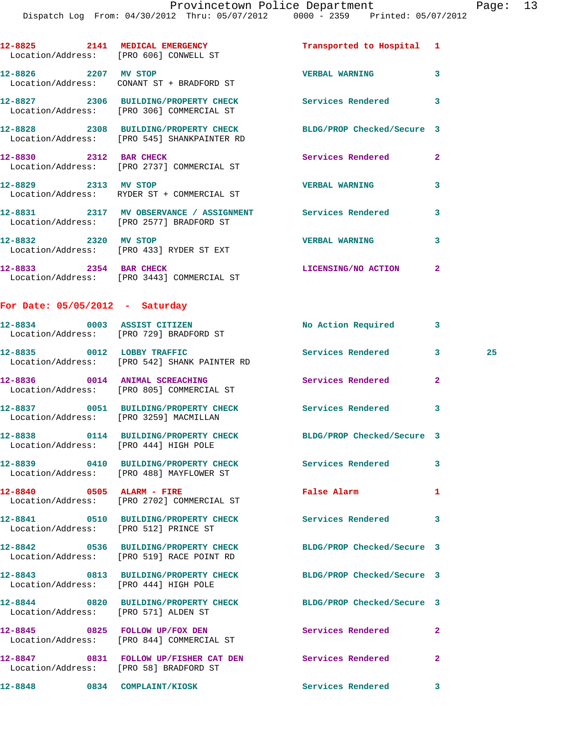12-8825 2141 MEDICAL EMERGENCY Transported to Hospital 1
Location/Address: [PRO 606] CONWELL ST

12-8826 2207 MV STOP VERBAL WARNING 3
Location/Address: CONANT ST + BRADFORD ST

12-8827 2306 BUILDING/PROPERTY CHECK Services Rendered 3
Location/Address: [PRO 306] COMMERCIAL ST

12-8828 2308 BUILDING/PROPERTY CHECK BLDG/PROP Checked/Secure 3
Location/Address: [PRO 545] SHANKPAINTER RD

12-8830 2312 BAR CHECK Services Rendered 2
Location/Address: [PRO 2737] COMMERCIAL ST

12-8829 2313 MV STOP VERBAL WARNING 3
Location/Address: RYDER ST + COMMERCIAL ST

12-8831 2317 MV OBSERVANCE / ASSIGNMENT Services Rendered 3
Location/Address: [PRO 2577] BRADFORD ST

12-8832 2320 MV STOP VERBAL WARNING 3
Location/Address: [PRO 433] RYDER ST EXT

12-8833 2354 BAR CHECK LICENSING/NO ACTION 2
Location/Address: [PRO 3443] COMMERCIAL ST

## For Date: 05/05/2012 - Saturday

12-8834 0003 ASSIST CITIZEN No Action Required 3
Location/Address: [PRO 729] BRADFORD ST

12-8835 0012 LOBBY TRAFFIC Services Rendered 3 25
Location/Address: [PRO 542] SHANK PAINTER RD

12-8836 0014 ANIMAL SCREACHING Services Rendered 2
Location/Address: [PRO 805] COMMERCIAL ST

12-8837 0051 BUILDING/PROPERTY CHECK Services Rendered 3
Location/Address: [PRO 3259] MACMILLAN

12-8838 0114 BUILDING/PROPERTY CHECK BLDG/PROP Checked/Secure 3
Location/Address: [PRO 444] HIGH POLE

12-8839 0410 BUILDING/PROPERTY CHECK Services Rendered 3
Location/Address: [PRO 488] MAYFLOWER ST

12-8840 0505 ALARM - FIRE False Alarm 1
Location/Address: [PRO 2702] COMMERCIAL ST

12-8841 0510 BUILDING/PROPERTY CHECK Services Rendered 3
Location/Address: [PRO 512] PRINCE ST

12-8842 0536 BUILDING/PROPERTY CHECK BLDG/PROP Checked/Secure 3
Location/Address: [PRO 519] RACE POINT RD

12-8843 0813 BUILDING/PROPERTY CHECK BLDG/PROP Checked/Secure 3
Location/Address: [PRO 444] HIGH POLE

12-8844 0820 BUILDING/PROPERTY CHECK BLDG/PROP Checked/Secure 3
Location/Address: [PRO 571] ALDEN ST

12-8845 0825 FOLLOW UP/FOX DEN Services Rendered 2
Location/Address: [PRO 844] COMMERCIAL ST

12-8847 0831 FOLLOW UP/FISHER CAT DEN Services Rendered 2
Location/Address: [PRO 58] BRADFORD ST

12-8848 0834 COMPLAINT/KIOSK Services Rendered 3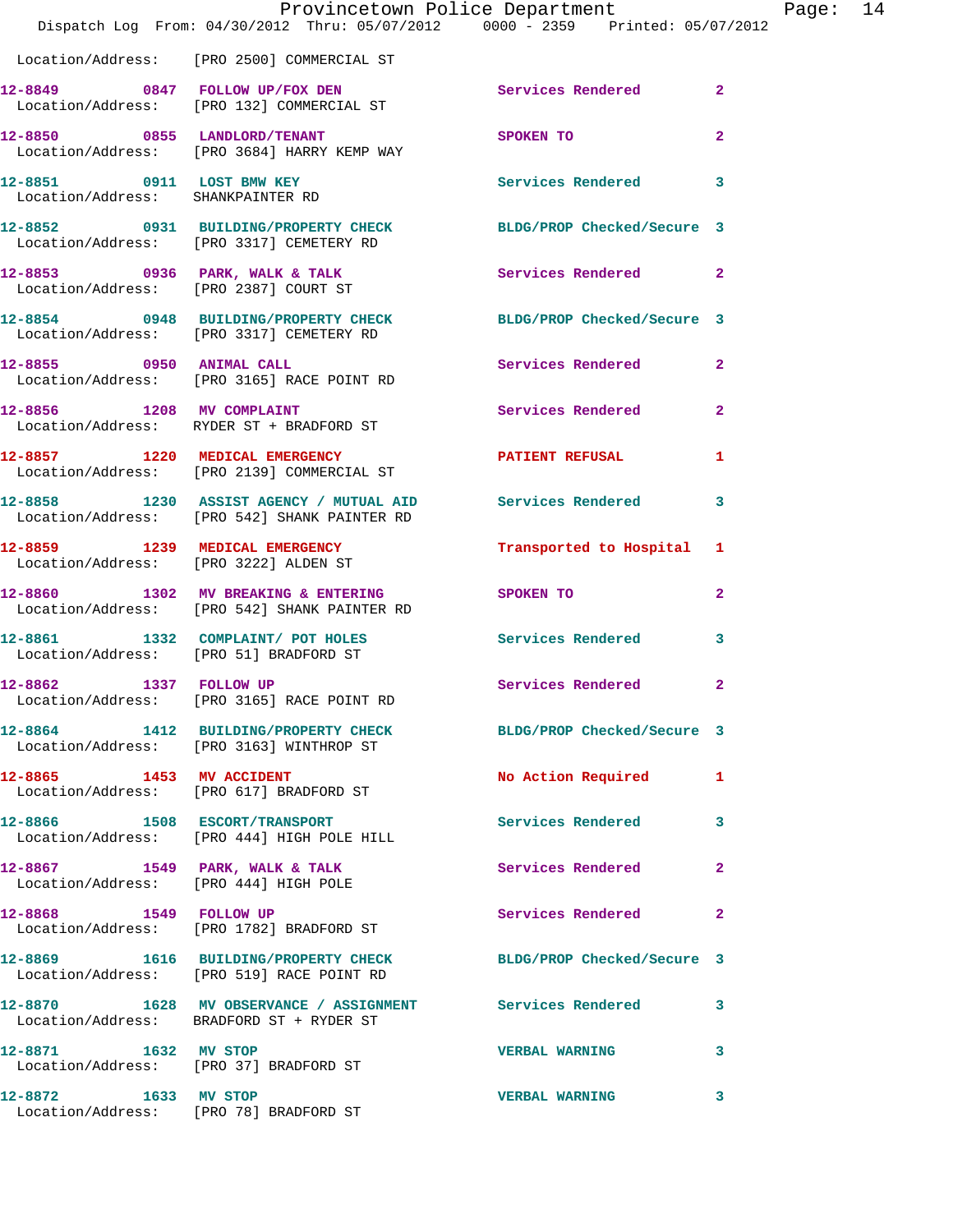Location/Address: [PRO 2500] COMMERCIAL ST

| Call # | Time | Call Reason | Action | Priority |
|---|---|---|---|---|
| 12-8849 | 0847 | FOLLOW UP/FOX DEN | Services Rendered | 2 |
| | | Location/Address: [PRO 132] COMMERCIAL ST | | |
| 12-8850 | 0855 | LANDLORD/TENANT | SPOKEN TO | 2 |
| | | Location/Address: [PRO 3684] HARRY KEMP WAY | | |
| 12-8851 | 0911 | LOST BMW KEY | Services Rendered | 3 |
| | | Location/Address: SHANKPAINTER RD | | |
| 12-8852 | 0931 | BUILDING/PROPERTY CHECK | BLDG/PROP Checked/Secure | 3 |
| | | Location/Address: [PRO 3317] CEMETERY RD | | |
| 12-8853 | 0936 | PARK, WALK & TALK | Services Rendered | 2 |
| | | Location/Address: [PRO 2387] COURT ST | | |
| 12-8854 | 0948 | BUILDING/PROPERTY CHECK | BLDG/PROP Checked/Secure | 3 |
| | | Location/Address: [PRO 3317] CEMETERY RD | | |
| 12-8855 | 0950 | ANIMAL CALL | Services Rendered | 2 |
| | | Location/Address: [PRO 3165] RACE POINT RD | | |
| 12-8856 | 1208 | MV COMPLAINT | Services Rendered | 2 |
| | | Location/Address: RYDER ST + BRADFORD ST | | |
| 12-8857 | 1220 | MEDICAL EMERGENCY | PATIENT REFUSAL | 1 |
| | | Location/Address: [PRO 2139] COMMERCIAL ST | | |
| 12-8858 | 1230 | ASSIST AGENCY / MUTUAL AID | Services Rendered | 3 |
| | | Location/Address: [PRO 542] SHANK PAINTER RD | | |
| 12-8859 | 1239 | MEDICAL EMERGENCY | Transported to Hospital | 1 |
| | | Location/Address: [PRO 3222] ALDEN ST | | |
| 12-8860 | 1302 | MV BREAKING & ENTERING | SPOKEN TO | 2 |
| | | Location/Address: [PRO 542] SHANK PAINTER RD | | |
| 12-8861 | 1332 | COMPLAINT/ POT HOLES | Services Rendered | 3 |
| | | Location/Address: [PRO 51] BRADFORD ST | | |
| 12-8862 | 1337 | FOLLOW UP | Services Rendered | 2 |
| | | Location/Address: [PRO 3165] RACE POINT RD | | |
| 12-8864 | 1412 | BUILDING/PROPERTY CHECK | BLDG/PROP Checked/Secure | 3 |
| | | Location/Address: [PRO 3163] WINTHROP ST | | |
| 12-8865 | 1453 | MV ACCIDENT | No Action Required | 1 |
| | | Location/Address: [PRO 617] BRADFORD ST | | |
| 12-8866 | 1508 | ESCORT/TRANSPORT | Services Rendered | 3 |
| | | Location/Address: [PRO 444] HIGH POLE HILL | | |
| 12-8867 | 1549 | PARK, WALK & TALK | Services Rendered | 2 |
| | | Location/Address: [PRO 444] HIGH POLE | | |
| 12-8868 | 1549 | FOLLOW UP | Services Rendered | 2 |
| | | Location/Address: [PRO 1782] BRADFORD ST | | |
| 12-8869 | 1616 | BUILDING/PROPERTY CHECK | BLDG/PROP Checked/Secure | 3 |
| | | Location/Address: [PRO 519] RACE POINT RD | | |
| 12-8870 | 1628 | MV OBSERVANCE / ASSIGNMENT | Services Rendered | 3 |
| | | Location/Address: BRADFORD ST + RYDER ST | | |
| 12-8871 | 1632 | MV STOP | VERBAL WARNING | 3 |
| | | Location/Address: [PRO 37] BRADFORD ST | | |
| 12-8872 | 1633 | MV STOP | VERBAL WARNING | 3 |
| | | Location/Address: [PRO 78] BRADFORD ST | | |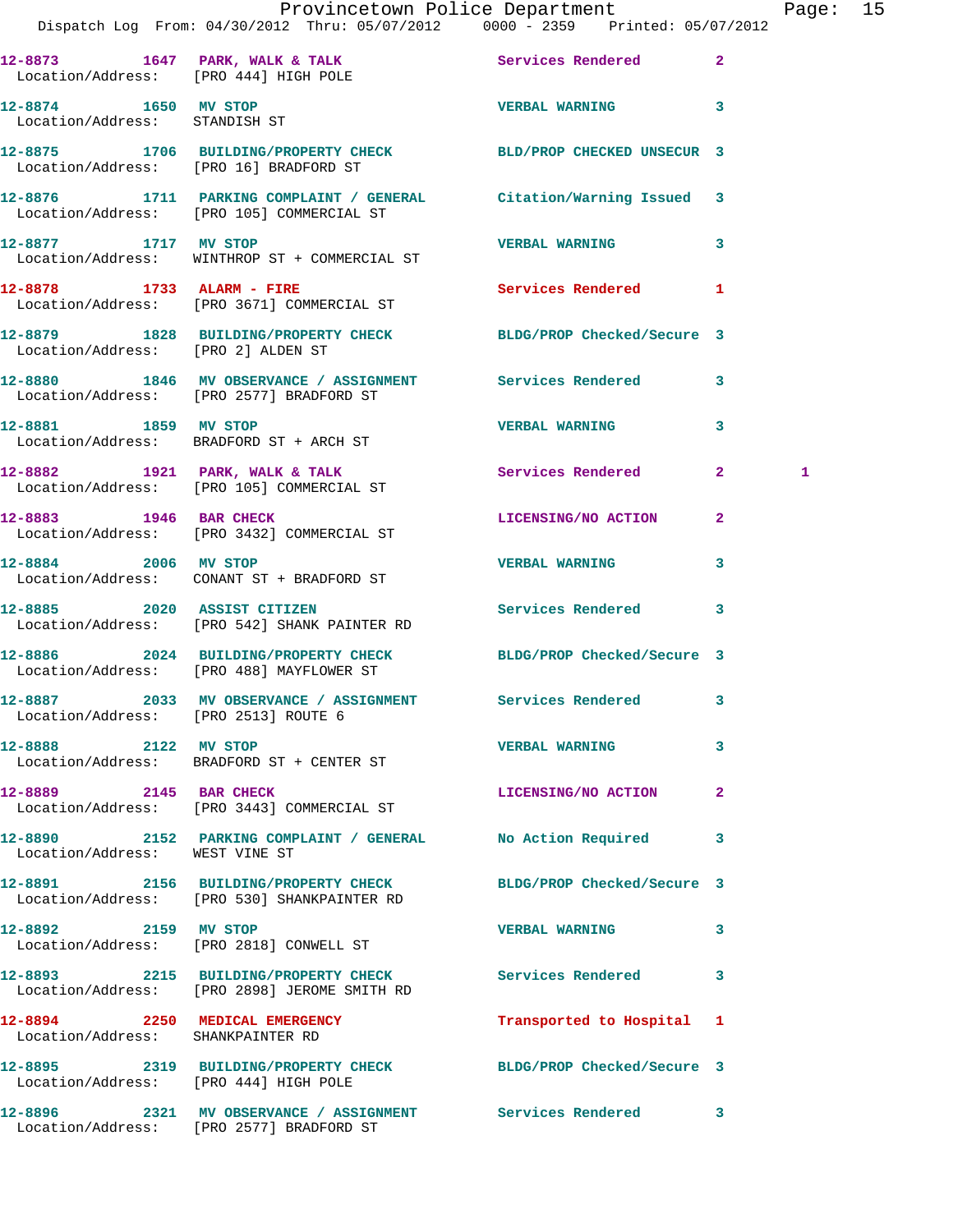| Call # | Time | Call Reason | Action | Priority | |
|---|---|---|---|---|---|
| 12-8873 | 1647 | PARK, WALK & TALK | Services Rendered | 2 | |
| Location/Address: | | [PRO 444] HIGH POLE | | | |
| 12-8874 | 1650 | MV STOP | VERBAL WARNING | 3 | |
| Location/Address: | | STANDISH ST | | | |
| 12-8875 | 1706 | BUILDING/PROPERTY CHECK | BLD/PROP CHECKED UNSECUR | 3 | |
| Location/Address: | | [PRO 16] BRADFORD ST | | | |
| 12-8876 | 1711 | PARKING COMPLAINT / GENERAL | Citation/Warning Issued | 3 | |
| Location/Address: | | [PRO 105] COMMERCIAL ST | | | |
| 12-8877 | 1717 | MV STOP | VERBAL WARNING | 3 | |
| Location/Address: | | WINTHROP ST + COMMERCIAL ST | | | |
| 12-8878 | 1733 | ALARM - FIRE | Services Rendered | 1 | |
| Location/Address: | | [PRO 3671] COMMERCIAL ST | | | |
| 12-8879 | 1828 | BUILDING/PROPERTY CHECK | BLDG/PROP Checked/Secure | 3 | |
| Location/Address: | | [PRO 2] ALDEN ST | | | |
| 12-8880 | 1846 | MV OBSERVANCE / ASSIGNMENT | Services Rendered | 3 | |
| Location/Address: | | [PRO 2577] BRADFORD ST | | | |
| 12-8881 | 1859 | MV STOP | VERBAL WARNING | 3 | |
| Location/Address: | | BRADFORD ST + ARCH ST | | | |
| 12-8882 | 1921 | PARK, WALK & TALK | Services Rendered | 2 | 1 |
| Location/Address: | | [PRO 105] COMMERCIAL ST | | | |
| 12-8883 | 1946 | BAR CHECK | LICENSING/NO ACTION | 2 | |
| Location/Address: | | [PRO 3432] COMMERCIAL ST | | | |
| 12-8884 | 2006 | MV STOP | VERBAL WARNING | 3 | |
| Location/Address: | | CONANT ST + BRADFORD ST | | | |
| 12-8885 | 2020 | ASSIST CITIZEN | Services Rendered | 3 | |
| Location/Address: | | [PRO 542] SHANK PAINTER RD | | | |
| 12-8886 | 2024 | BUILDING/PROPERTY CHECK | BLDG/PROP Checked/Secure | 3 | |
| Location/Address: | | [PRO 488] MAYFLOWER ST | | | |
| 12-8887 | 2033 | MV OBSERVANCE / ASSIGNMENT | Services Rendered | 3 | |
| Location/Address: | | [PRO 2513] ROUTE 6 | | | |
| 12-8888 | 2122 | MV STOP | VERBAL WARNING | 3 | |
| Location/Address: | | BRADFORD ST + CENTER ST | | | |
| 12-8889 | 2145 | BAR CHECK | LICENSING/NO ACTION | 2 | |
| Location/Address: | | [PRO 3443] COMMERCIAL ST | | | |
| 12-8890 | 2152 | PARKING COMPLAINT / GENERAL | No Action Required | 3 | |
| Location/Address: | | WEST VINE ST | | | |
| 12-8891 | 2156 | BUILDING/PROPERTY CHECK | BLDG/PROP Checked/Secure | 3 | |
| Location/Address: | | [PRO 530] SHANKPAINTER RD | | | |
| 12-8892 | 2159 | MV STOP | VERBAL WARNING | 3 | |
| Location/Address: | | [PRO 2818] CONWELL ST | | | |
| 12-8893 | 2215 | BUILDING/PROPERTY CHECK | Services Rendered | 3 | |
| Location/Address: | | [PRO 2898] JEROME SMITH RD | | | |
| 12-8894 | 2250 | MEDICAL EMERGENCY | Transported to Hospital | 1 | |
| Location/Address: | | SHANKPAINTER RD | | | |
| 12-8895 | 2319 | BUILDING/PROPERTY CHECK | BLDG/PROP Checked/Secure | 3 | |
| Location/Address: | | [PRO 444] HIGH POLE | | | |
| 12-8896 | 2321 | MV OBSERVANCE / ASSIGNMENT | Services Rendered | 3 | |
| Location/Address: | | [PRO 2577] BRADFORD ST | | | |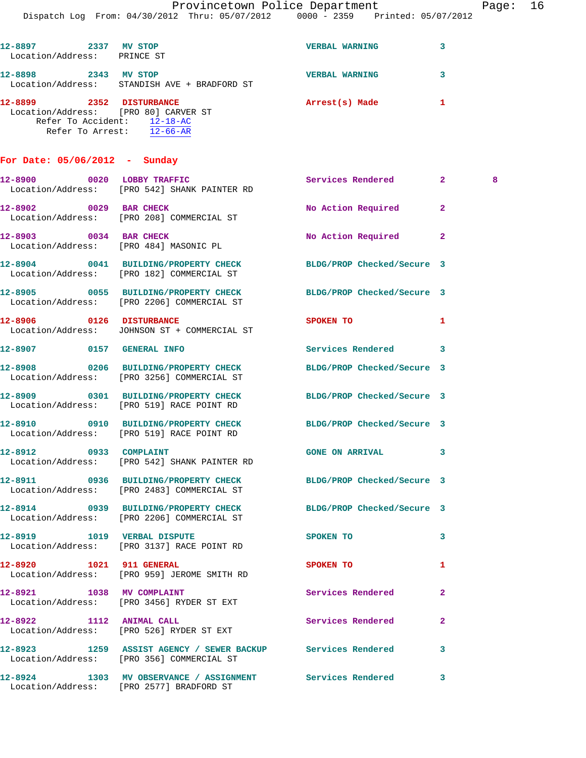12-8897 2337 MV STOP VERBAL WARNING 3
Location/Address: PRINCE ST

12-8898 2343 MV STOP VERBAL WARNING 3
Location/Address: STANDISH AVE + BRADFORD ST

12-8899 2352 DISTURBANCE Arrest(s) Made 1
Location/Address: [PRO 80] CARVER ST
Refer To Accident: 12-18-AC
Refer To Arrest: 12-66-AR

**For Date: 05/06/2012 - Sunday**

12-8900 0020 LOBBY TRAFFIC Services Rendered 2 8
Location/Address: [PRO 542] SHANK PAINTER RD

12-8902 0029 BAR CHECK No Action Required 2
Location/Address: [PRO 208] COMMERCIAL ST

12-8903 0034 BAR CHECK No Action Required 2
Location/Address: [PRO 484] MASONIC PL

12-8904 0041 BUILDING/PROPERTY CHECK BLDG/PROP Checked/Secure 3
Location/Address: [PRO 182] COMMERCIAL ST

12-8905 0055 BUILDING/PROPERTY CHECK BLDG/PROP Checked/Secure 3
Location/Address: [PRO 2206] COMMERCIAL ST

12-8906 0126 DISTURBANCE SPOKEN TO 1
Location/Address: JOHNSON ST + COMMERCIAL ST

12-8907 0157 GENERAL INFO Services Rendered 3

12-8908 0206 BUILDING/PROPERTY CHECK BLDG/PROP Checked/Secure 3
Location/Address: [PRO 3256] COMMERCIAL ST

12-8909 0301 BUILDING/PROPERTY CHECK BLDG/PROP Checked/Secure 3
Location/Address: [PRO 519] RACE POINT RD

12-8910 0910 BUILDING/PROPERTY CHECK BLDG/PROP Checked/Secure 3
Location/Address: [PRO 519] RACE POINT RD

12-8912 0933 COMPLAINT GONE ON ARRIVAL 3
Location/Address: [PRO 542] SHANK PAINTER RD

12-8911 0936 BUILDING/PROPERTY CHECK BLDG/PROP Checked/Secure 3
Location/Address: [PRO 2483] COMMERCIAL ST

12-8914 0939 BUILDING/PROPERTY CHECK BLDG/PROP Checked/Secure 3
Location/Address: [PRO 2206] COMMERCIAL ST

12-8919 1019 VERBAL DISPUTE SPOKEN TO 3
Location/Address: [PRO 3137] RACE POINT RD

12-8920 1021 911 GENERAL SPOKEN TO 1
Location/Address: [PRO 959] JEROME SMITH RD

12-8921 1038 MV COMPLAINT Services Rendered 2
Location/Address: [PRO 3456] RYDER ST EXT

12-8922 1112 ANIMAL CALL Services Rendered 2
Location/Address: [PRO 526] RYDER ST EXT

12-8923 1259 ASSIST AGENCY / SEWER BACKUP Services Rendered 3
Location/Address: [PRO 356] COMMERCIAL ST

12-8924 1303 MV OBSERVANCE / ASSIGNMENT Services Rendered 3
Location/Address: [PRO 2577] BRADFORD ST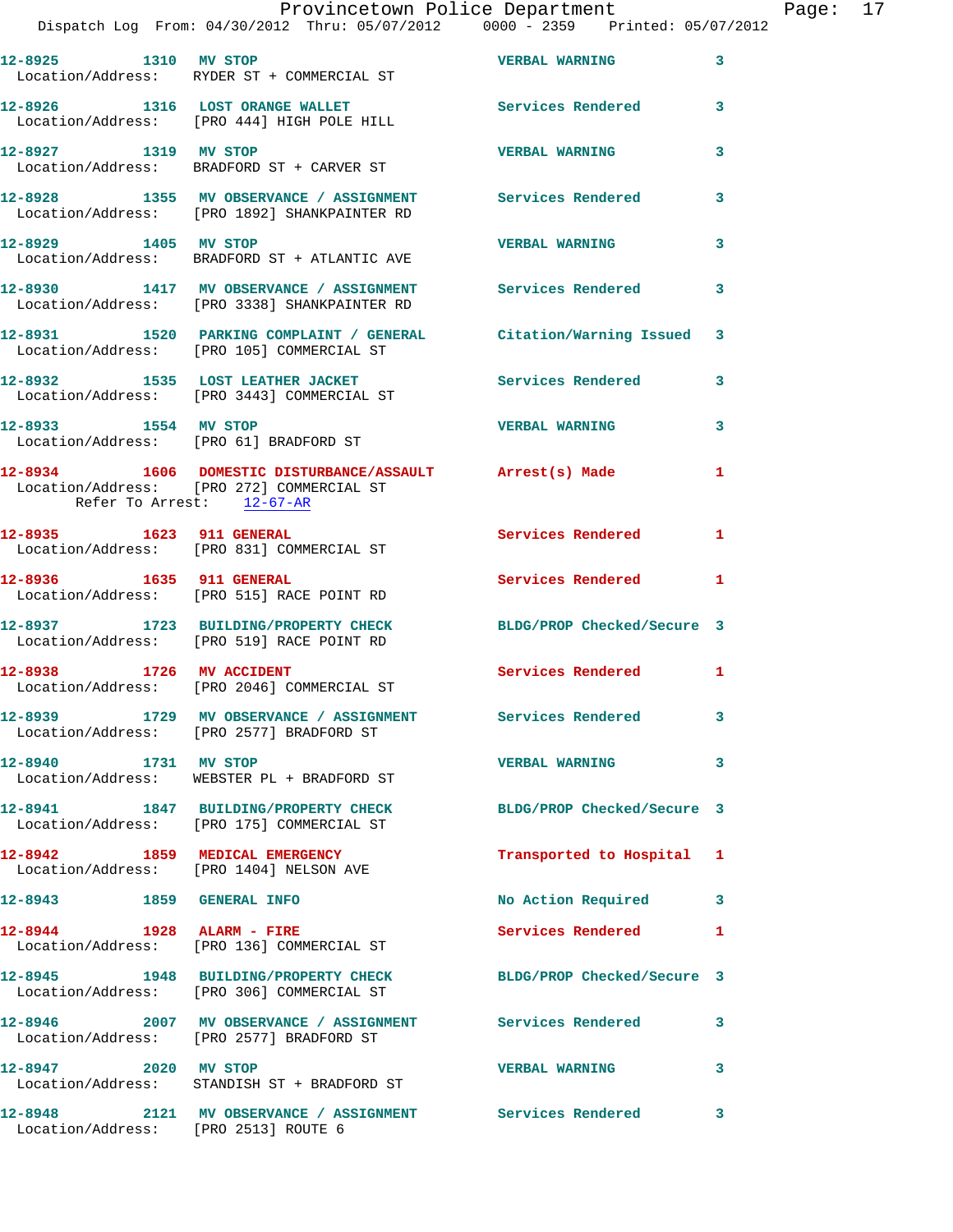12-8925 1310 MV STOP VERBAL WARNING 3
Location/Address: RYDER ST + COMMERCIAL ST

12-8926 1316 LOST ORANGE WALLET Services Rendered 3
Location/Address: [PRO 444] HIGH POLE HILL

12-8927 1319 MV STOP VERBAL WARNING 3
Location/Address: BRADFORD ST + CARVER ST

12-8928 1355 MV OBSERVANCE / ASSIGNMENT Services Rendered 3
Location/Address: [PRO 1892] SHANKPAINTER RD

12-8929 1405 MV STOP VERBAL WARNING 3
Location/Address: BRADFORD ST + ATLANTIC AVE

12-8930 1417 MV OBSERVANCE / ASSIGNMENT Services Rendered 3
Location/Address: [PRO 3338] SHANKPAINTER RD

12-8931 1520 PARKING COMPLAINT / GENERAL Citation/Warning Issued 3
Location/Address: [PRO 105] COMMERCIAL ST

12-8932 1535 LOST LEATHER JACKET Services Rendered 3
Location/Address: [PRO 3443] COMMERCIAL ST

12-8933 1554 MV STOP VERBAL WARNING 3
Location/Address: [PRO 61] BRADFORD ST

12-8934 1606 DOMESTIC DISTURBANCE/ASSAULT Arrest(s) Made 1
Location/Address: [PRO 272] COMMERCIAL ST
Refer To Arrest: 12-67-AR

12-8935 1623 911 GENERAL Services Rendered 1
Location/Address: [PRO 831] COMMERCIAL ST

12-8936 1635 911 GENERAL Services Rendered 1
Location/Address: [PRO 515] RACE POINT RD

12-8937 1723 BUILDING/PROPERTY CHECK BLDG/PROP Checked/Secure 3
Location/Address: [PRO 519] RACE POINT RD

12-8938 1726 MV ACCIDENT Services Rendered 1
Location/Address: [PRO 2046] COMMERCIAL ST

12-8939 1729 MV OBSERVANCE / ASSIGNMENT Services Rendered 3
Location/Address: [PRO 2577] BRADFORD ST

12-8940 1731 MV STOP VERBAL WARNING 3
Location/Address: WEBSTER PL + BRADFORD ST

12-8941 1847 BUILDING/PROPERTY CHECK BLDG/PROP Checked/Secure 3
Location/Address: [PRO 175] COMMERCIAL ST

12-8942 1859 MEDICAL EMERGENCY Transported to Hospital 1
Location/Address: [PRO 1404] NELSON AVE

12-8943 1859 GENERAL INFO No Action Required 3

12-8944 1928 ALARM - FIRE Services Rendered 1
Location/Address: [PRO 136] COMMERCIAL ST

12-8945 1948 BUILDING/PROPERTY CHECK BLDG/PROP Checked/Secure 3
Location/Address: [PRO 306] COMMERCIAL ST

12-8946 2007 MV OBSERVANCE / ASSIGNMENT Services Rendered 3
Location/Address: [PRO 2577] BRADFORD ST

12-8947 2020 MV STOP VERBAL WARNING 3
Location/Address: STANDISH ST + BRADFORD ST

12-8948 2121 MV OBSERVANCE / ASSIGNMENT Services Rendered 3
Location/Address: [PRO 2513] ROUTE 6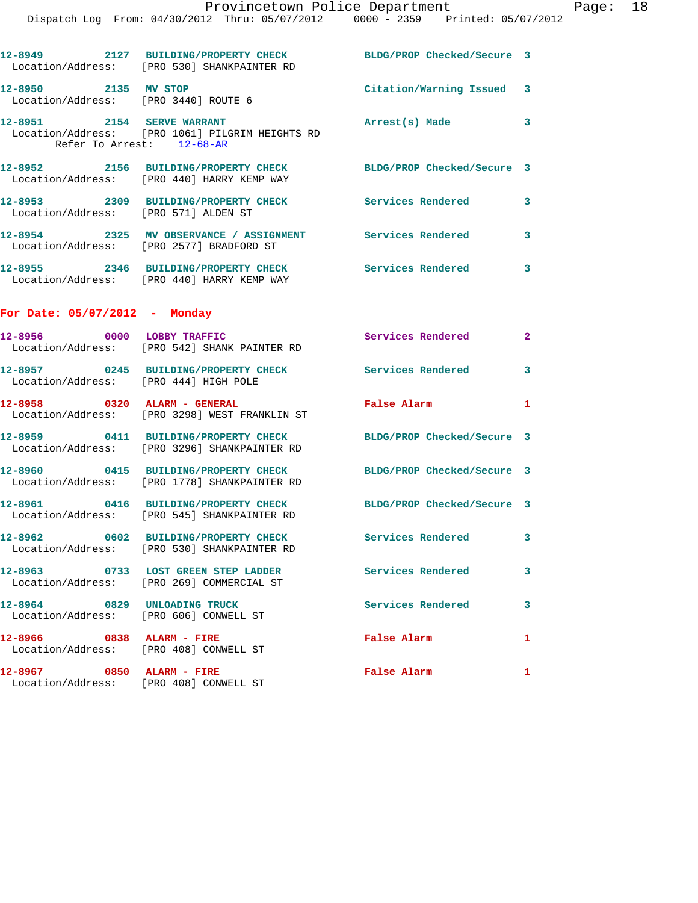12-8949 2127 BUILDING/PROPERTY CHECK BLDG/PROP Checked/Secure 3
Location/Address: [PRO 530] SHANKPAINTER RD

12-8950 2135 MV STOP Citation/Warning Issued 3
Location/Address: [PRO 3440] ROUTE 6

12-8951 2154 SERVE WARRANT Arrest(s) Made 3
Location/Address: [PRO 1061] PILGRIM HEIGHTS RD
Refer To Arrest: 12-68-AR

12-8952 2156 BUILDING/PROPERTY CHECK BLDG/PROP Checked/Secure 3
Location/Address: [PRO 440] HARRY KEMP WAY

12-8953 2309 BUILDING/PROPERTY CHECK Services Rendered 3
Location/Address: [PRO 571] ALDEN ST

12-8954 2325 MV OBSERVANCE / ASSIGNMENT Services Rendered 3
Location/Address: [PRO 2577] BRADFORD ST

12-8955 2346 BUILDING/PROPERTY CHECK Services Rendered 3
Location/Address: [PRO 440] HARRY KEMP WAY

## For Date: 05/07/2012 - Monday

12-8956 0000 LOBBY TRAFFIC Services Rendered 2
Location/Address: [PRO 542] SHANK PAINTER RD

12-8957 0245 BUILDING/PROPERTY CHECK Services Rendered 3
Location/Address: [PRO 444] HIGH POLE

12-8958 0320 ALARM - GENERAL False Alarm 1
Location/Address: [PRO 3298] WEST FRANKLIN ST

12-8959 0411 BUILDING/PROPERTY CHECK BLDG/PROP Checked/Secure 3
Location/Address: [PRO 3296] SHANKPAINTER RD

12-8960 0415 BUILDING/PROPERTY CHECK BLDG/PROP Checked/Secure 3
Location/Address: [PRO 1778] SHANKPAINTER RD

12-8961 0416 BUILDING/PROPERTY CHECK BLDG/PROP Checked/Secure 3
Location/Address: [PRO 545] SHANKPAINTER RD

12-8962 0602 BUILDING/PROPERTY CHECK Services Rendered 3
Location/Address: [PRO 530] SHANKPAINTER RD

12-8963 0733 LOST GREEN STEP LADDER Services Rendered 3
Location/Address: [PRO 269] COMMERCIAL ST

12-8964 0829 UNLOADING TRUCK Services Rendered 3
Location/Address: [PRO 606] CONWELL ST

12-8966 0838 ALARM - FIRE False Alarm 1
Location/Address: [PRO 408] CONWELL ST

12-8967 0850 ALARM - FIRE False Alarm 1
Location/Address: [PRO 408] CONWELL ST